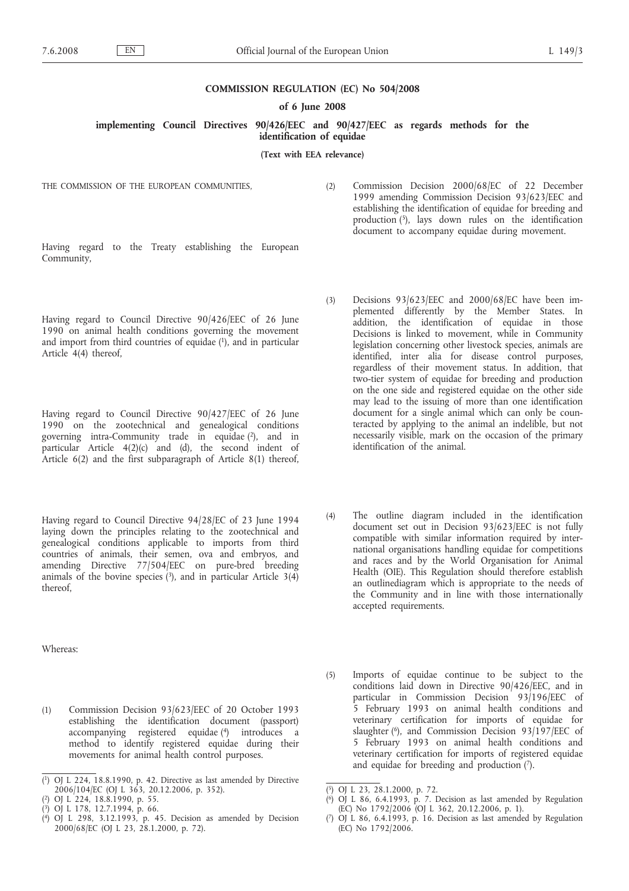# COMMISSION REGULATION (EC) No 504/2008

**of 6 June 2008**

**implementing Council Directives 90/426/EEC and 90/427/EEC as regards methods for the identification of equidae**

**(Text with EEA relevance)**

THE COMMISSION OF THE EUROPEAN COMMUNITIES,

Having regard to the Treaty establishing the European Community,

Having regard to Council Directive 90/426/EEC of 26 June 1990 on animal health conditions governing the movement and import from third countries of equidae [1], and in particular Article 4(4) thereof,

Having regard to Council Directive 90/427/EEC of 26 June 1990 on the zootechnical and genealogical conditions governing intra-Community trade in equidae [2], and in particular Article 4(2)(c) and (d), the second indent of Article 6(2) and the first subparagraph of Article 8(1) thereof,

Having regard to Council Directive 94/28/EC of 23 June 1994 laying down the principles relating to the zootechnical and genealogical conditions applicable to imports from third countries of animals, their semen, ova and embryos, and amending Directive 77/504/EEC on pure-bred breeding animals of the bovine species [3], and in particular Article 3(4) thereof,

Whereas:

(1) Commission Decision 93/623/EEC of 20 October 1993 establishing the identification document (passport) accompanying registered equidae [4] introduces a method to identify registered equidae during their movements for animal health control purposes.

(2) Commission Decision 2000/68/EC of 22 December 1999 amending Commission Decision 93/623/EEC and establishing the identification of equidae for breeding and production [5], lays down rules on the identification document to accompany equidae during movement.

(3) Decisions 93/623/EEC and 2000/68/EC have been implemented differently by the Member States. In addition, the identification of equidae in those Decisions is linked to movement, while in Community legislation concerning other livestock species, animals are identified, inter alia for disease control purposes, regardless of their movement status. In addition, that two-tier system of equidae for breeding and production on the one side and registered equidae on the other side may lead to the issuing of more than one identification document for a single animal which can only be counteracted by applying to the animal an indelible, but not necessarily visible, mark on the occasion of the primary identification of the animal.

(4) The outline diagram included in the identification document set out in Decision 93/623/EEC is not fully compatible with similar information required by international organisations handling equidae for competitions and races and by the World Organisation for Animal Health (OIE). This Regulation should therefore establish an outlinediagram which is appropriate to the needs of the Community and in line with those internationally accepted requirements.

(5) Imports of equidae continue to be subject to the conditions laid down in Directive 90/426/EEC, and in particular in Commission Decision 93/196/EEC of 5 February 1993 on animal health conditions and veterinary certification for imports of equidae for slaughter [6], and Commission Decision 93/197/EEC of 5 February 1993 on animal health conditions and veterinary certification for imports of registered equidae and equidae for breeding and production [7].

---

[1] OJ L 224, 18.8.1990, p. 42. Directive as last amended by Directive 2006/104/EC (OJ L 363, 20.12.2006, p. 352).

[2] OJ L 224, 18.8.1990, p. 55.

[3] OJ L 178, 12.7.1994, p. 66.

[4] OJ L 298, 3.12.1993, p. 45. Decision as amended by Decision 2000/68/EC (OJ L 23, 28.1.2000, p. 72).

[5] OJ L 23, 28.1.2000, p. 72.

[6] OJ L 86, 6.4.1993, p. 7. Decision as last amended by Regulation (EC) No 1792/2006 (OJ L 362, 20.12.2006, p. 1).

[7] OJ L 86, 6.4.1993, p. 16. Decision as last amended by Regulation (EC) No 1792/2006.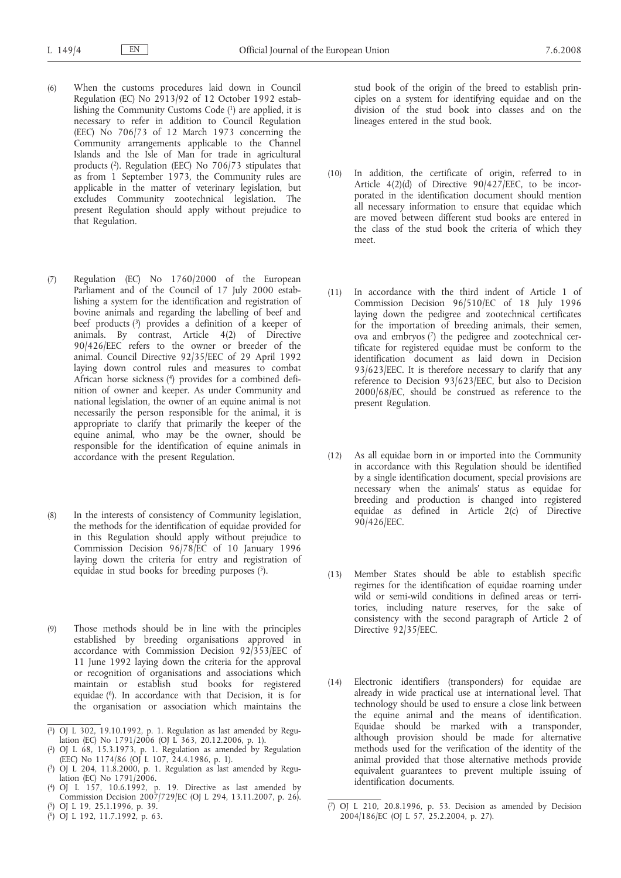(6) When the customs procedures laid down in Council Regulation (EC) No 2913/92 of 12 October 1992 establishing the Community Customs Code [1] are applied, it is necessary to refer in addition to Council Regulation (EEC) No 706/73 of 12 March 1973 concerning the Community arrangements applicable to the Channel Islands and the Isle of Man for trade in agricultural products [2]. Regulation (EEC) No 706/73 stipulates that as from 1 September 1973, the Community rules are applicable in the matter of veterinary legislation, but excludes Community zootechnical legislation. The present Regulation should apply without prejudice to that Regulation.

(7) Regulation (EC) No 1760/2000 of the European Parliament and of the Council of 17 July 2000 establishing a system for the identification and registration of bovine animals and regarding the labelling of beef and beef products [3] provides a definition of a keeper of animals. By contrast, Article 4(2) of Directive 90/426/EEC refers to the owner or breeder of the animal. Council Directive 92/35/EEC of 29 April 1992 laying down control rules and measures to combat African horse sickness [4] provides for a combined definition of owner and keeper. As under Community and national legislation, the owner of an equine animal is not necessarily the person responsible for the animal, it is appropriate to clarify that primarily the keeper of the equine animal, who may be the owner, should be responsible for the identification of equine animals in accordance with the present Regulation.

(8) In the interests of consistency of Community legislation, the methods for the identification of equidae provided for in this Regulation should apply without prejudice to Commission Decision 96/78/EC of 10 January 1996 laying down the criteria for entry and registration of equidae in stud books for breeding purposes [5].

(9) Those methods should be in line with the principles established by breeding organisations approved in accordance with Commission Decision 92/353/EEC of 11 June 1992 laying down the criteria for the approval or recognition of organisations and associations which maintain or establish stud books for registered equidae [6]. In accordance with that Decision, it is for the organisation or association which maintains the stud book of the origin of the breed to establish principles on a system for identifying equidae and on the division of the stud book into classes and on the lineages entered in the stud book.

(10) In addition, the certificate of origin, referred to in Article 4(2)(d) of Directive 90/427/EEC, to be incorporated in the identification document should mention all necessary information to ensure that equidae which are moved between different stud books are entered in the class of the stud book the criteria of which they meet.

(11) In accordance with the third indent of Article 1 of Commission Decision 96/510/EC of 18 July 1996 laying down the pedigree and zootechnical certificates for the importation of breeding animals, their semen, ova and embryos [7] the pedigree and zootechnical certificate for registered equidae must be conform to the identification document as laid down in Decision 93/623/EEC. It is therefore necessary to clarify that any reference to Decision 93/623/EEC, but also to Decision 2000/68/EC, should be construed as reference to the present Regulation.

(12) As all equidae born in or imported into the Community in accordance with this Regulation should be identified by a single identification document, special provisions are necessary when the animals' status as equidae for breeding and production is changed into registered equidae as defined in Article 2(c) of Directive 90/426/EEC.

(13) Member States should be able to establish specific regimes for the identification of equidae roaming under wild or semi-wild conditions in defined areas or territories, including nature reserves, for the sake of consistency with the second paragraph of Article 2 of Directive 92/35/EEC.

(14) Electronic identifiers (transponders) for equidae are already in wide practical use at international level. That technology should be used to ensure a close link between the equine animal and the means of identification. Equidae should be marked with a transponder, although provision should be made for alternative methods used for the verification of the identity of the animal provided that those alternative methods provide equivalent guarantees to prevent multiple issuing of identification documents.

---

[1] OJ L 302, 19.10.1992, p. 1. Regulation as last amended by Regulation (EC) No 1791/2006 (OJ L 363, 20.12.2006, p. 1).

[2] OJ L 68, 15.3.1973, p. 1. Regulation as amended by Regulation (EEC) No 1174/86 (OJ L 107, 24.4.1986, p. 1).

[3] OJ L 204, 11.8.2000, p. 1. Regulation as last amended by Regulation (EC) No 1791/2006.

[4] OJ L 157, 10.6.1992, p. 19. Directive as last amended by Commission Decision 2007/729/EC (OJ L 294, 13.11.2007, p. 26).

[5] OJ L 19, 25.1.1996, p. 39.

[6] OJ L 192, 11.7.1992, p. 63.

[7] OJ L 210, 20.8.1996, p. 53. Decision as amended by Decision 2004/186/EC (OJ L 57, 25.2.2004, p. 27).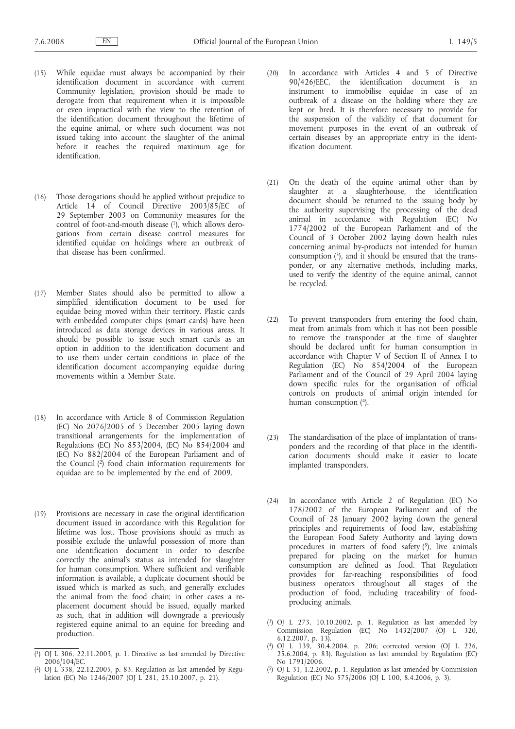(15) While equidae must always be accompanied by their identification document in accordance with current Community legislation, provision should be made to derogate from that requirement when it is impossible or even impractical with the view to the retention of the identification document throughout the lifetime of the equine animal, or where such document was not issued taking into account the slaughter of the animal before it reaches the required maximum age for identification.

(16) Those derogations should be applied without prejudice to Article 14 of Council Directive 2003/85/EC of 29 September 2003 on Community measures for the control of foot-and-mouth disease [1], which allows derogations from certain disease control measures for identified equidae on holdings where an outbreak of that disease has been confirmed.

(17) Member States should also be permitted to allow a simplified identification document to be used for equidae being moved within their territory. Plastic cards with embedded computer chips (smart cards) have been introduced as data storage devices in various areas. It should be possible to issue such smart cards as an option in addition to the identification document and to use them under certain conditions in place of the identification document accompanying equidae during movements within a Member State.

(18) In accordance with Article 8 of Commission Regulation (EC) No 2076/2005 of 5 December 2005 laying down transitional arrangements for the implementation of Regulations (EC) No 853/2004, (EC) No 854/2004 and (EC) No 882/2004 of the European Parliament and of the Council [2] food chain information requirements for equidae are to be implemented by the end of 2009.

(19) Provisions are necessary in case the original identification document issued in accordance with this Regulation for lifetime was lost. Those provisions should as much as possible exclude the unlawful possession of more than one identification document in order to describe correctly the animal's status as intended for slaughter for human consumption. Where sufficient and verifiable information is available, a duplicate document should be issued which is marked as such, and generally excludes the animal from the food chain; in other cases a replacement document should be issued, equally marked as such, that in addition will downgrade a previously registered equine animal to an equine for breeding and production.

(20) In accordance with Articles 4 and 5 of Directive 90/426/EEC, the identification document is an instrument to immobilise equidae in case of an outbreak of a disease on the holding where they are kept or bred. It is therefore necessary to provide for the suspension of the validity of that document for movement purposes in the event of an outbreak of certain diseases by an appropriate entry in the identification document.

(21) On the death of the equine animal other than by slaughter at a slaughterhouse, the identification document should be returned to the issuing body by the authority supervising the processing of the dead animal in accordance with Regulation (EC) No 1774/2002 of the European Parliament and of the Council of 3 October 2002 laying down health rules concerning animal by-products not intended for human consumption [3], and it should be ensured that the transponder, or any alternative methods, including marks, used to verify the identity of the equine animal, cannot be recycled.

(22) To prevent transponders from entering the food chain, meat from animals from which it has not been possible to remove the transponder at the time of slaughter should be declared unfit for human consumption in accordance with Chapter V of Section II of Annex I to Regulation (EC) No 854/2004 of the European Parliament and of the Council of 29 April 2004 laying down specific rules for the organisation of official controls on products of animal origin intended for human consumption [4].

(23) The standardisation of the place of implantation of transponders and the recording of that place in the identification documents should make it easier to locate implanted transponders.

(24) In accordance with Article 2 of Regulation (EC) No 178/2002 of the European Parliament and of the Council of 28 January 2002 laying down the general principles and requirements of food law, establishing the European Food Safety Authority and laying down procedures in matters of food safety [5], live animals prepared for placing on the market for human consumption are defined as food. That Regulation provides for far-reaching responsibilities of food business operators throughout all stages of the production of food, including traceability of food-producing animals.

---

[1] OJ L 306, 22.11.2003, p. 1. Directive as last amended by Directive 2006/104/EC.

[2] OJ L 338, 22.12.2005, p. 83. Regulation as last amended by Regulation (EC) No 1246/2007 (OJ L 281, 25.10.2007, p. 21).

[3] OJ L 273, 10.10.2002, p. 1. Regulation as last amended by Commission Regulation (EC) No 1432/2007 (OJ L 320, 6.12.2007, p. 13).

[4] OJ L 139, 30.4.2004, p. 206; corrected version (OJ L 226, 25.6.2004, p. 83). Regulation as last amended by Regulation (EC) No 1791/2006.

[5] OJ L 31, 1.2.2002, p. 1. Regulation as last amended by Commission Regulation (EC) No 575/2006 (OJ L 100, 8.4.2006, p. 3).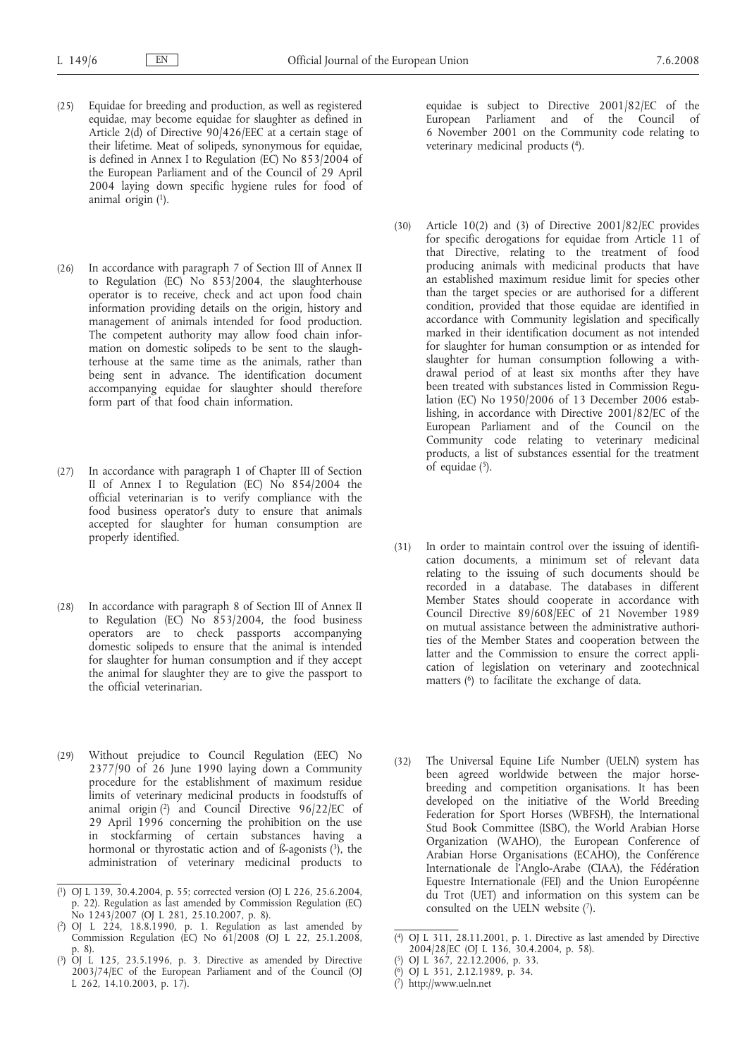(25) Equidae for breeding and production, as well as registered equidae, may become equidae for slaughter as defined in Article 2(d) of Directive 90/426/EEC at a certain stage of their lifetime. Meat of solipeds, synonymous for equidae, is defined in Annex I to Regulation (EC) No 853/2004 of the European Parliament and of the Council of 29 April 2004 laying down specific hygiene rules for food of animal origin [1].

(26) In accordance with paragraph 7 of Section III of Annex II to Regulation (EC) No 853/2004, the slaughterhouse operator is to receive, check and act upon food chain information providing details on the origin, history and management of animals intended for food production. The competent authority may allow food chain information on domestic solipeds to be sent to the slaughterhouse at the same time as the animals, rather than being sent in advance. The identification document accompanying equidae for slaughter should therefore form part of that food chain information.

(27) In accordance with paragraph 1 of Chapter III of Section II of Annex I to Regulation (EC) No 854/2004 the official veterinarian is to verify compliance with the food business operator's duty to ensure that animals accepted for slaughter for human consumption are properly identified.

(28) In accordance with paragraph 8 of Section III of Annex II to Regulation (EC) No 853/2004, the food business operators are to check passports accompanying domestic solipeds to ensure that the animal is intended for slaughter for human consumption and if they accept the animal for slaughter they are to give the passport to the official veterinarian.

(29) Without prejudice to Council Regulation (EEC) No 2377/90 of 26 June 1990 laying down a Community procedure for the establishment of maximum residue limits of veterinary medicinal products in foodstuffs of animal origin [2] and Council Directive 96/22/EC of 29 April 1996 concerning the prohibition on the use in stockfarming of certain substances having a hormonal or thyrostatic action and of ß-agonists [3], the administration of veterinary medicinal products to equidae is subject to Directive 2001/82/EC of the European Parliament and of the Council of 6 November 2001 on the Community code relating to veterinary medicinal products [4].

(30) Article 10(2) and (3) of Directive 2001/82/EC provides for specific derogations for equidae from Article 11 of that Directive, relating to the treatment of food producing animals with medicinal products that have an established maximum residue limit for species other than the target species or are authorised for a different condition, provided that those equidae are identified in accordance with Community legislation and specifically marked in their identification document as not intended for slaughter for human consumption or as intended for slaughter for human consumption following a withdrawal period of at least six months after they have been treated with substances listed in Commission Regulation (EC) No 1950/2006 of 13 December 2006 establishing, in accordance with Directive 2001/82/EC of the European Parliament and of the Council on the Community code relating to veterinary medicinal products, a list of substances essential for the treatment of equidae [5].

(31) In order to maintain control over the issuing of identification documents, a minimum set of relevant data relating to the issuing of such documents should be recorded in a database. The databases in different Member States should cooperate in accordance with Council Directive 89/608/EEC of 21 November 1989 on mutual assistance between the administrative authorities of the Member States and cooperation between the latter and the Commission to ensure the correct application of legislation on veterinary and zootechnical matters [6] to facilitate the exchange of data.

(32) The Universal Equine Life Number (UELN) system has been agreed worldwide between the major horse-breeding and competition organisations. It has been developed on the initiative of the World Breeding Federation for Sport Horses (WBFSH), the International Stud Book Committee (ISBC), the World Arabian Horse Organization (WAHO), the European Conference of Arabian Horse Organisations (ECAHO), the Conférence Internationale de l'Anglo-Arabe (CIAA), the Fédération Equestre Internationale (FEI) and the Union Européenne du Trot (UET) and information on this system can be consulted on the UELN website [7].

---

[1] OJ L 139, 30.4.2004, p. 55; corrected version (OJ L 226, 25.6.2004, p. 22). Regulation as last amended by Commission Regulation (EC) No 1243/2007 (OJ L 281, 25.10.2007, p. 8).

[2] OJ L 224, 18.8.1990, p. 1. Regulation as last amended by Commission Regulation (EC) No 61/2008 (OJ L 22, 25.1.2008, p. 8).

[3] OJ L 125, 23.5.1996, p. 3. Directive as amended by Directive 2003/74/EC of the European Parliament and of the Council (OJ L 262, 14.10.2003, p. 17).

[4] OJ L 311, 28.11.2001, p. 1. Directive as last amended by Directive 2004/28/EC (OJ L 136, 30.4.2004, p. 58).

[5] OJ L 367, 22.12.2006, p. 33.

[6] OJ L 351, 2.12.1989, p. 34.

[7] http://www.ueln.net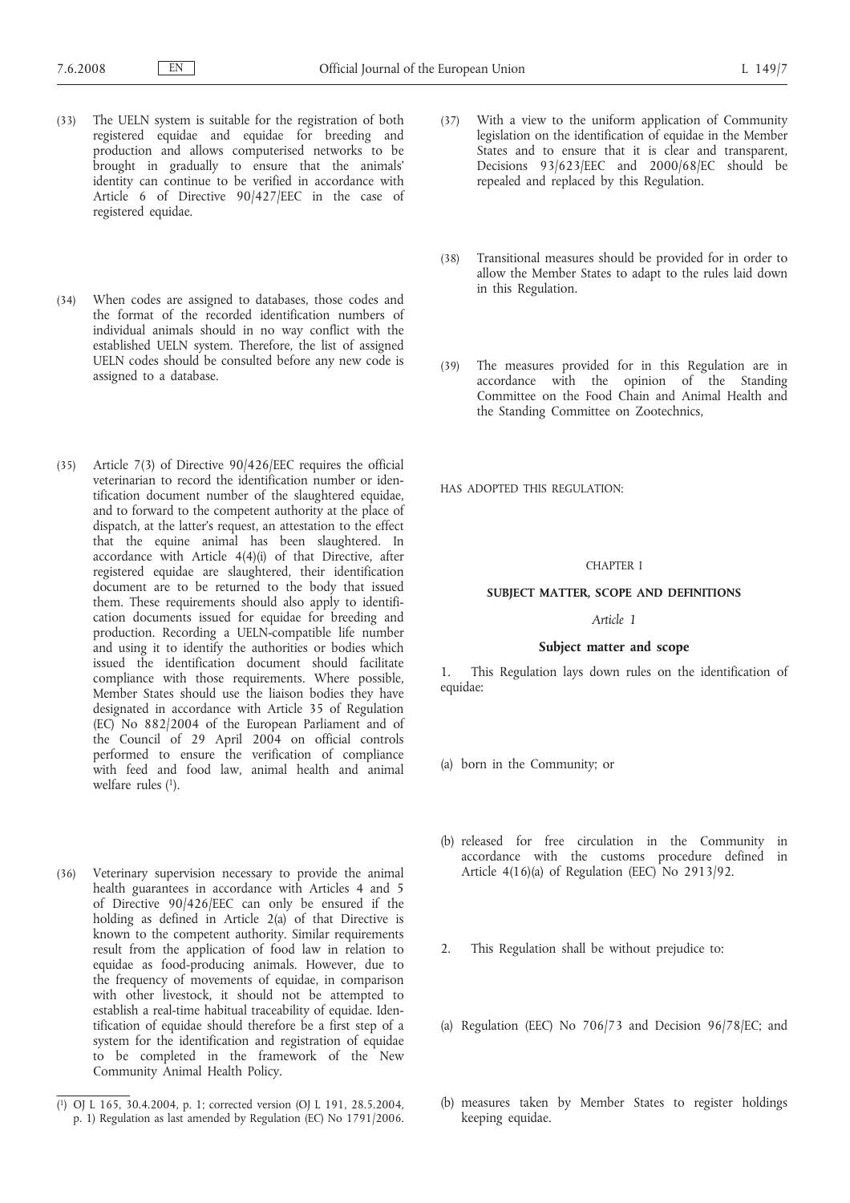(33) The UELN system is suitable for the registration of both registered equidae and equidae for breeding and production and allows computerised networks to be brought in gradually to ensure that the animals' identity can continue to be verified in accordance with Article 6 of Directive 90/427/EEC in the case of registered equidae.

(34) When codes are assigned to databases, those codes and the format of the recorded identification numbers of individual animals should in no way conflict with the established UELN system. Therefore, the list of assigned UELN codes should be consulted before any new code is assigned to a database.

(35) Article 7(3) of Directive 90/426/EEC requires the official veterinarian to record the identification number or identification document number of the slaughtered equidae, and to forward to the competent authority at the place of dispatch, at the latter's request, an attestation to the effect that the equine animal has been slaughtered. In accordance with Article 4(4)(i) of that Directive, after registered equidae are slaughtered, their identification document are to be returned to the body that issued them. These requirements should also apply to identification documents issued for equidae for breeding and production. Recording a UELN-compatible life number and using it to identify the authorities or bodies which issued the identification document should facilitate compliance with those requirements. Where possible, Member States should use the liaison bodies they have designated in accordance with Article 35 of Regulation (EC) No 882/2004 of the European Parliament and of the Council of 29 April 2004 on official controls performed to ensure the verification of compliance with feed and food law, animal health and animal welfare rules [1].

(36) Veterinary supervision necessary to provide the animal health guarantees in accordance with Articles 4 and 5 of Directive 90/426/EEC can only be ensured if the holding as defined in Article 2(a) of that Directive is known to the competent authority. Similar requirements result from the application of food law in relation to equidae as food-producing animals. However, due to the frequency of movements of equidae, in comparison with other livestock, it should not be attempted to establish a real-time habitual traceability of equidae. Identification of equidae should therefore be a first step of a system for the identification and registration of equidae to be completed in the framework of the New Community Animal Health Policy.

(37) With a view to the uniform application of Community legislation on the identification of equidae in the Member States and to ensure that it is clear and transparent, Decisions 93/623/EEC and 2000/68/EC should be repealed and replaced by this Regulation.

(38) Transitional measures should be provided for in order to allow the Member States to adapt to the rules laid down in this Regulation.

(39) The measures provided for in this Regulation are in accordance with the opinion of the Standing Committee on the Food Chain and Animal Health and the Standing Committee on Zootechnics,

HAS ADOPTED THIS REGULATION:

## CHAPTER I

## SUBJECT MATTER, SCOPE AND DEFINITIONS

### *Article 1*

### Subject matter and scope

1. This Regulation lays down rules on the identification of equidae:

(a) born in the Community; or

(b) released for free circulation in the Community in accordance with the customs procedure defined in Article 4(16)(a) of Regulation (EEC) No 2913/92.

2. This Regulation shall be without prejudice to:

(a) Regulation (EEC) No 706/73 and Decision 96/78/EC; and

(b) measures taken by Member States to register holdings keeping equidae.

---

[1] OJ L 165, 30.4.2004, p. 1; corrected version (OJ L 191, 28.5.2004, p. 1) Regulation as last amended by Regulation (EC) No 1791/2006.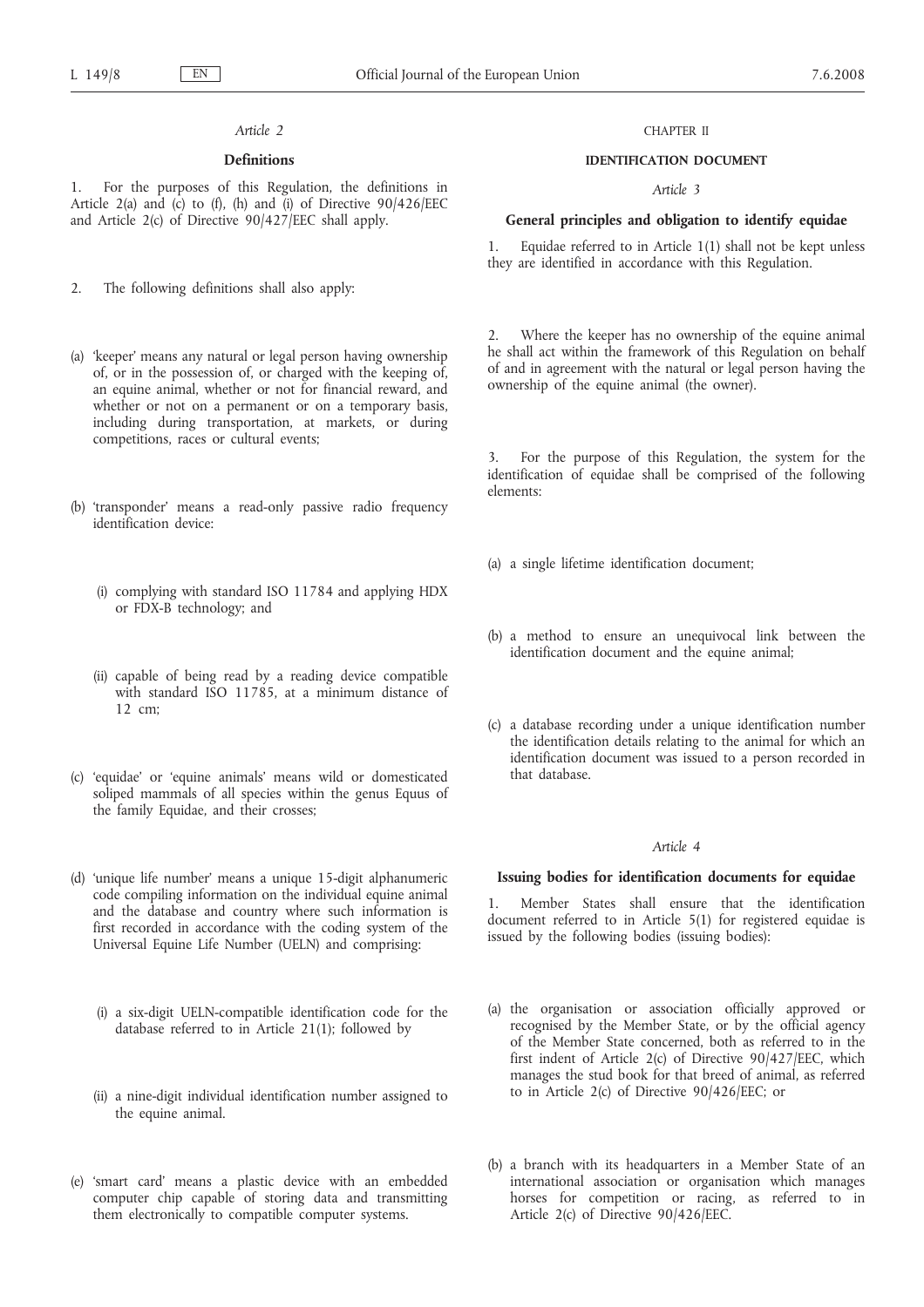*Article 2*

**Definitions**

1. For the purposes of this Regulation, the definitions in Article 2(a) and (c) to (f), (h) and (i) of Directive 90/426/EEC and Article 2(c) of Directive 90/427/EEC shall apply.

2. The following definitions shall also apply:

(a) 'keeper' means any natural or legal person having ownership of, or in the possession of, or charged with the keeping of, an equine animal, whether or not for financial reward, and whether or not on a permanent or on a temporary basis, including during transportation, at markets, or during competitions, races or cultural events;

(b) 'transponder' means a read-only passive radio frequency identification device:

   (i) complying with standard ISO 11784 and applying HDX or FDX-B technology; and

   (ii) capable of being read by a reading device compatible with standard ISO 11785, at a minimum distance of 12 cm;

(c) 'equidae' or 'equine animals' means wild or domesticated soliped mammals of all species within the genus Equus of the family Equidae, and their crosses;

(d) 'unique life number' means a unique 15-digit alphanumeric code compiling information on the individual equine animal and the database and country where such information is first recorded in accordance with the coding system of the Universal Equine Life Number (UELN) and comprising:

   (i) a six-digit UELN-compatible identification code for the database referred to in Article 21(1); followed by

   (ii) a nine-digit individual identification number assigned to the equine animal.

(e) 'smart card' means a plastic device with an embedded computer chip capable of storing data and transmitting them electronically to compatible computer systems.

CHAPTER II

**IDENTIFICATION DOCUMENT**

*Article 3*

**General principles and obligation to identify equidae**

1. Equidae referred to in Article 1(1) shall not be kept unless they are identified in accordance with this Regulation.

2. Where the keeper has no ownership of the equine animal he shall act within the framework of this Regulation on behalf of and in agreement with the natural or legal person having the ownership of the equine animal (the owner).

3. For the purpose of this Regulation, the system for the identification of equidae shall be comprised of the following elements:

(a) a single lifetime identification document;

(b) a method to ensure an unequivocal link between the identification document and the equine animal;

(c) a database recording under a unique identification number the identification details relating to the animal for which an identification document was issued to a person recorded in that database.

*Article 4*

**Issuing bodies for identification documents for equidae**

1. Member States shall ensure that the identification document referred to in Article 5(1) for registered equidae is issued by the following bodies (issuing bodies):

(a) the organisation or association officially approved or recognised by the Member State, or by the official agency of the Member State concerned, both as referred to in the first indent of Article 2(c) of Directive 90/427/EEC, which manages the stud book for that breed of animal, as referred to in Article 2(c) of Directive 90/426/EEC; or

(b) a branch with its headquarters in a Member State of an international association or organisation which manages horses for competition or racing, as referred to in Article 2(c) of Directive 90/426/EEC.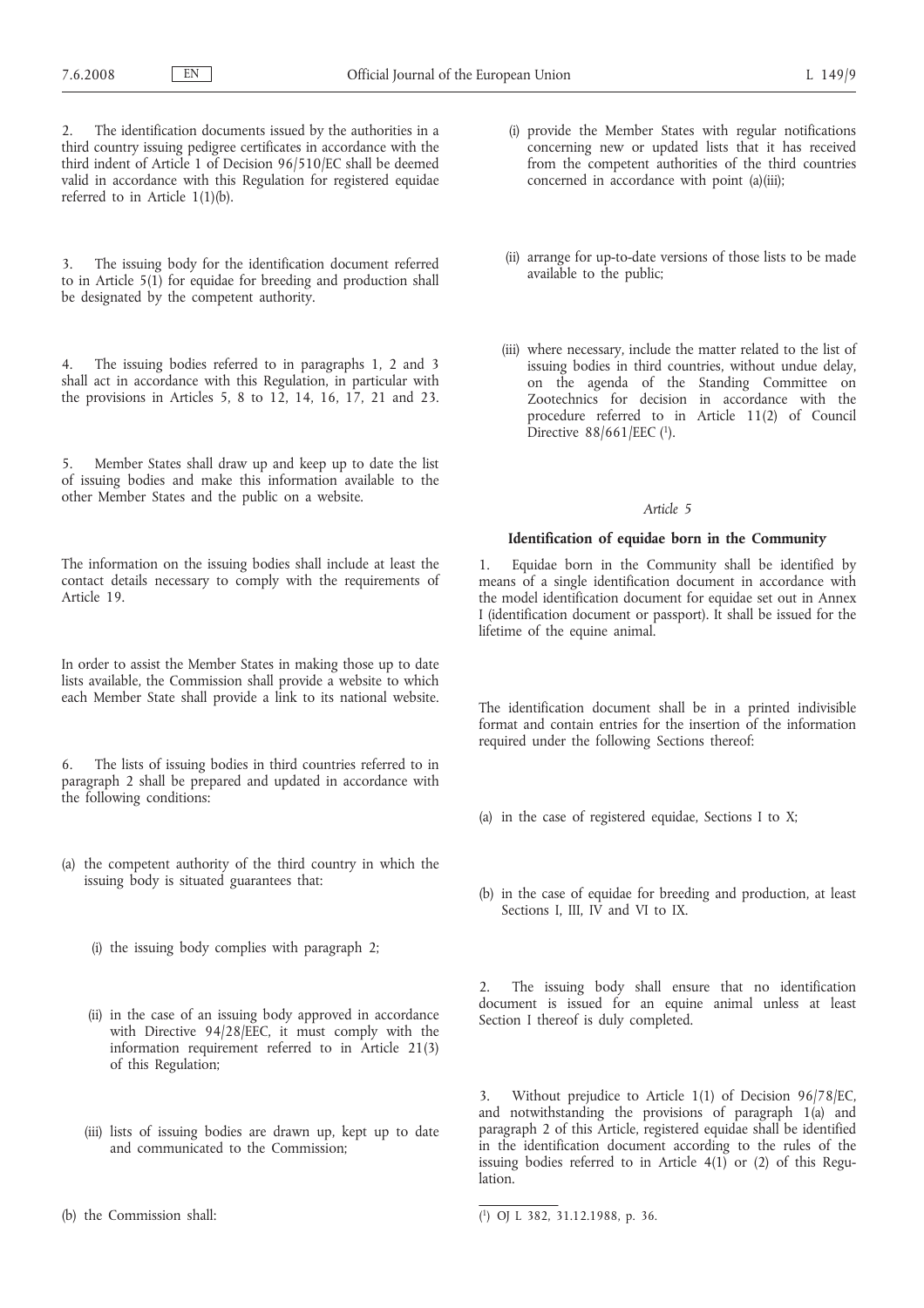2. The identification documents issued by the authorities in a third country issuing pedigree certificates in accordance with the third indent of Article 1 of Decision 96/510/EC shall be deemed valid in accordance with this Regulation for registered equidae referred to in Article 1(1)(b).

3. The issuing body for the identification document referred to in Article 5(1) for equidae for breeding and production shall be designated by the competent authority.

4. The issuing bodies referred to in paragraphs 1, 2 and 3 shall act in accordance with this Regulation, in particular with the provisions in Articles 5, 8 to 12, 14, 16, 17, 21 and 23.

5. Member States shall draw up and keep up to date the list of issuing bodies and make this information available to the other Member States and the public on a website.

The information on the issuing bodies shall include at least the contact details necessary to comply with the requirements of Article 19.

In order to assist the Member States in making those up to date lists available, the Commission shall provide a website to which each Member State shall provide a link to its national website.

6. The lists of issuing bodies in third countries referred to in paragraph 2 shall be prepared and updated in accordance with the following conditions:

(a) the competent authority of the third country in which the issuing body is situated guarantees that:

   (i) the issuing body complies with paragraph 2;

   (ii) in the case of an issuing body approved in accordance with Directive 94/28/EEC, it must comply with the information requirement referred to in Article 21(3) of this Regulation;

   (iii) lists of issuing bodies are drawn up, kept up to date and communicated to the Commission;

(b) the Commission shall:

   (i) provide the Member States with regular notifications concerning new or updated lists that it has received from the competent authorities of the third countries concerned in accordance with point (a)(iii);

   (ii) arrange for up-to-date versions of those lists to be made available to the public;

   (iii) where necessary, include the matter related to the list of issuing bodies in third countries, without undue delay, on the agenda of the Standing Committee on Zootechnics for decision in accordance with the procedure referred to in Article 11(2) of Council Directive 88/661/EEC [1].

*Article 5*

**Identification of equidae born in the Community**

1. Equidae born in the Community shall be identified by means of a single identification document in accordance with the model identification document for equidae set out in Annex I (identification document or passport). It shall be issued for the lifetime of the equine animal.

The identification document shall be in a printed indivisible format and contain entries for the insertion of the information required under the following Sections thereof:

(a) in the case of registered equidae, Sections I to X;

(b) in the case of equidae for breeding and production, at least Sections I, III, IV and VI to IX.

2. The issuing body shall ensure that no identification document is issued for an equine animal unless at least Section I thereof is duly completed.

3. Without prejudice to Article 1(1) of Decision 96/78/EC, and notwithstanding the provisions of paragraph 1(a) and paragraph 2 of this Article, registered equidae shall be identified in the identification document according to the rules of the issuing bodies referred to in Article 4(1) or (2) of this Regulation.

---

[1] OJ L 382, 31.12.1988, p. 36.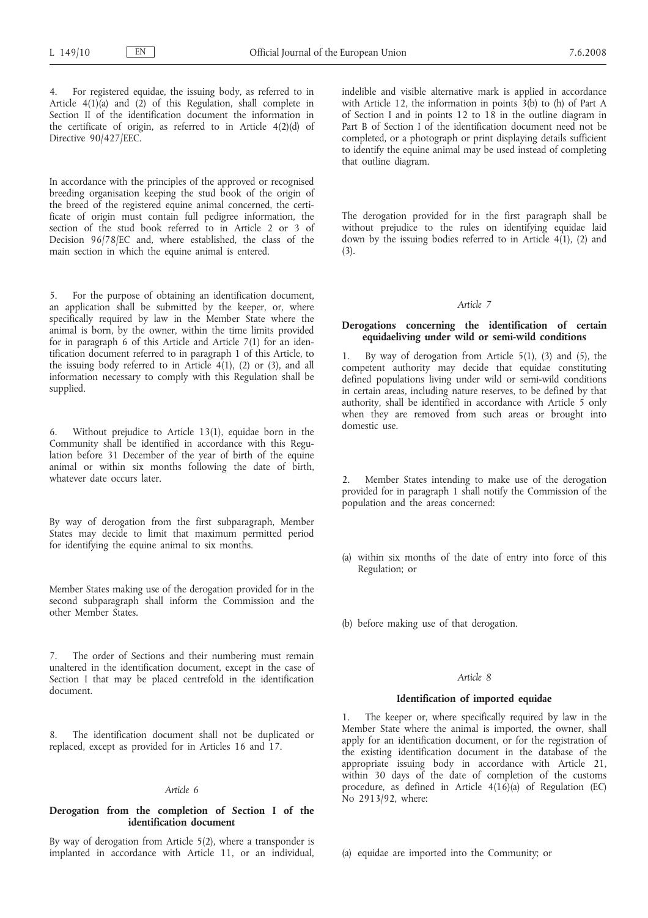4. For registered equidae, the issuing body, as referred to in Article 4(1)(a) and (2) of this Regulation, shall complete in Section II of the identification document the information in the certificate of origin, as referred to in Article 4(2)(d) of Directive 90/427/EEC.

In accordance with the principles of the approved or recognised breeding organisation keeping the stud book of the origin of the breed of the registered equine animal concerned, the certificate of origin must contain full pedigree information, the section of the stud book referred to in Article 2 or 3 of Decision 96/78/EC and, where established, the class of the main section in which the equine animal is entered.

5. For the purpose of obtaining an identification document, an application shall be submitted by the keeper, or, where specifically required by law in the Member State where the animal is born, by the owner, within the time limits provided for in paragraph 6 of this Article and Article 7(1) for an identification document referred to in paragraph 1 of this Article, to the issuing body referred to in Article 4(1), (2) or (3), and all information necessary to comply with this Regulation shall be supplied.

6. Without prejudice to Article 13(1), equidae born in the Community shall be identified in accordance with this Regulation before 31 December of the year of birth of the equine animal or within six months following the date of birth, whatever date occurs later.

By way of derogation from the first subparagraph, Member States may decide to limit that maximum permitted period for identifying the equine animal to six months.

Member States making use of the derogation provided for in the second subparagraph shall inform the Commission and the other Member States.

7. The order of Sections and their numbering must remain unaltered in the identification document, except in the case of Section I that may be placed centrefold in the identification document.

8. The identification document shall not be duplicated or replaced, except as provided for in Articles 16 and 17.

*Article 6*

**Derogation from the completion of Section I of the identification document**

By way of derogation from Article 5(2), where a transponder is implanted in accordance with Article 11, or an individual, indelible and visible alternative mark is applied in accordance with Article 12, the information in points 3(b) to (h) of Part A of Section I and in points 12 to 18 in the outline diagram in Part B of Section I of the identification document need not be completed, or a photograph or print displaying details sufficient to identify the equine animal may be used instead of completing that outline diagram.

The derogation provided for in the first paragraph shall be without prejudice to the rules on identifying equidae laid down by the issuing bodies referred to in Article 4(1), (2) and (3).

*Article 7*

**Derogations concerning the identification of certain equidaeliving under wild or semi-wild conditions**

1. By way of derogation from Article 5(1), (3) and (5), the competent authority may decide that equidae constituting defined populations living under wild or semi-wild conditions in certain areas, including nature reserves, to be defined by that authority, shall be identified in accordance with Article 5 only when they are removed from such areas or brought into domestic use.

2. Member States intending to make use of the derogation provided for in paragraph 1 shall notify the Commission of the population and the areas concerned:

(a) within six months of the date of entry into force of this Regulation; or

(b) before making use of that derogation.

*Article 8*

**Identification of imported equidae**

1. The keeper or, where specifically required by law in the Member State where the animal is imported, the owner, shall apply for an identification document, or for the registration of the existing identification document in the database of the appropriate issuing body in accordance with Article 21, within 30 days of the date of completion of the customs procedure, as defined in Article 4(16)(a) of Regulation (EC) No 2913/92, where:

(a) equidae are imported into the Community; or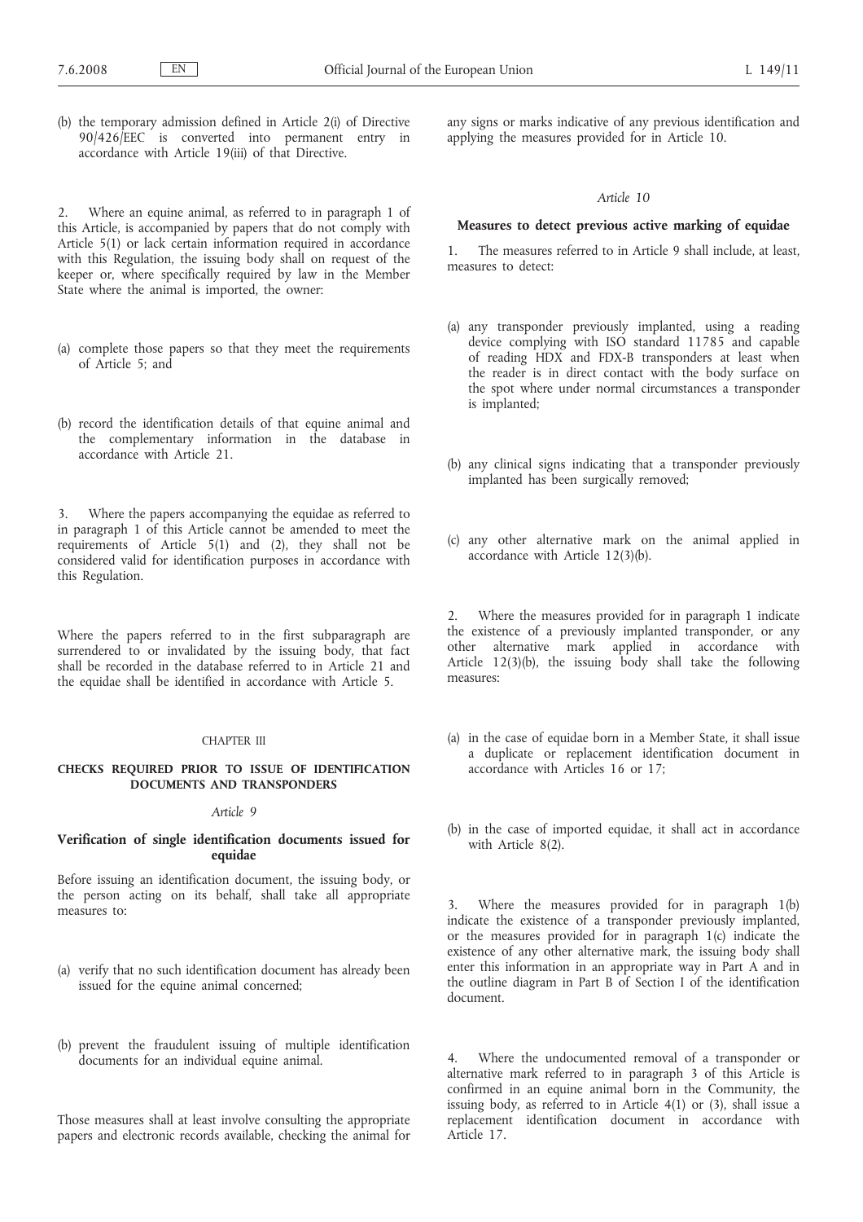(b) the temporary admission defined in Article 2(i) of Directive 90/426/EEC is converted into permanent entry in accordance with Article 19(iii) of that Directive.

2. Where an equine animal, as referred to in paragraph 1 of this Article, is accompanied by papers that do not comply with Article 5(1) or lack certain information required in accordance with this Regulation, the issuing body shall on request of the keeper or, where specifically required by law in the Member State where the animal is imported, the owner:

(a) complete those papers so that they meet the requirements of Article 5; and

(b) record the identification details of that equine animal and the complementary information in the database in accordance with Article 21.

3. Where the papers accompanying the equidae as referred to in paragraph 1 of this Article cannot be amended to meet the requirements of Article 5(1) and (2), they shall not be considered valid for identification purposes in accordance with this Regulation.

Where the papers referred to in the first subparagraph are surrendered to or invalidated by the issuing body, that fact shall be recorded in the database referred to in Article 21 and the equidae shall be identified in accordance with Article 5.

## CHAPTER III

## CHECKS REQUIRED PRIOR TO ISSUE OF IDENTIFICATION DOCUMENTS AND TRANSPONDERS

### *Article 9*

### Verification of single identification documents issued for equidae

Before issuing an identification document, the issuing body, or the person acting on its behalf, shall take all appropriate measures to:

(a) verify that no such identification document has already been issued for the equine animal concerned;

(b) prevent the fraudulent issuing of multiple identification documents for an individual equine animal.

Those measures shall at least involve consulting the appropriate papers and electronic records available, checking the animal for any signs or marks indicative of any previous identification and applying the measures provided for in Article 10.

### *Article 10*

### Measures to detect previous active marking of equidae

1. The measures referred to in Article 9 shall include, at least, measures to detect:

(a) any transponder previously implanted, using a reading device complying with ISO standard 11785 and capable of reading HDX and FDX-B transponders at least when the reader is in direct contact with the body surface on the spot where under normal circumstances a transponder is implanted;

(b) any clinical signs indicating that a transponder previously implanted has been surgically removed;

(c) any other alternative mark on the animal applied in accordance with Article 12(3)(b).

2. Where the measures provided for in paragraph 1 indicate the existence of a previously implanted transponder, or any other alternative mark applied in accordance with Article 12(3)(b), the issuing body shall take the following measures:

(a) in the case of equidae born in a Member State, it shall issue a duplicate or replacement identification document in accordance with Articles 16 or 17;

(b) in the case of imported equidae, it shall act in accordance with Article 8(2).

3. Where the measures provided for in paragraph 1(b) indicate the existence of a transponder previously implanted, or the measures provided for in paragraph 1(c) indicate the existence of any other alternative mark, the issuing body shall enter this information in an appropriate way in Part A and in the outline diagram in Part B of Section I of the identification document.

4. Where the undocumented removal of a transponder or alternative mark referred to in paragraph 3 of this Article is confirmed in an equine animal born in the Community, the issuing body, as referred to in Article 4(1) or (3), shall issue a replacement identification document in accordance with Article 17.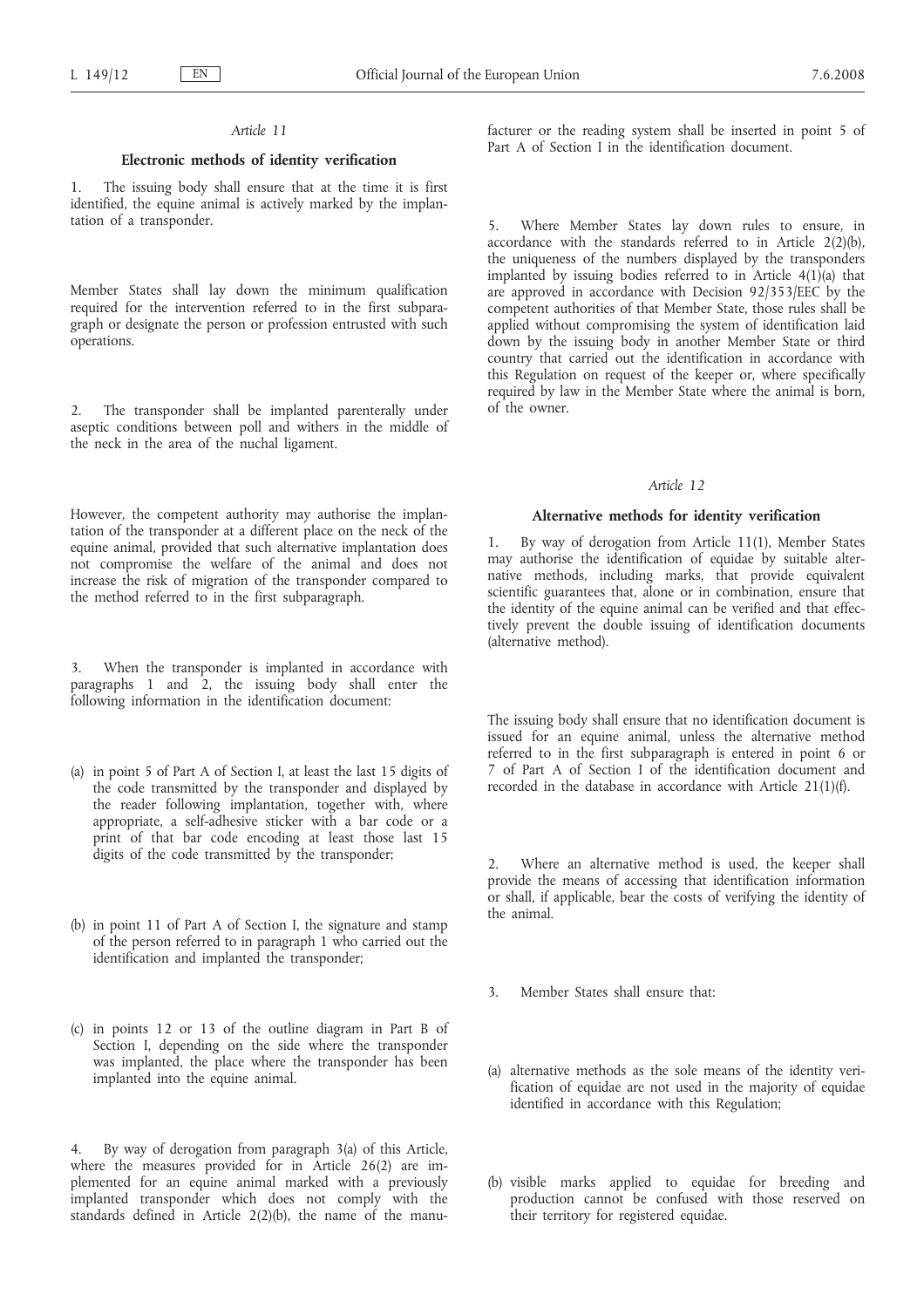*Article 11*

**Electronic methods of identity verification**

1. The issuing body shall ensure that at the time it is first identified, the equine animal is actively marked by the implantation of a transponder.

Member States shall lay down the minimum qualification required for the intervention referred to in the first subparagraph or designate the person or profession entrusted with such operations.

2. The transponder shall be implanted parenterally under aseptic conditions between poll and withers in the middle of the neck in the area of the nuchal ligament.

However, the competent authority may authorise the implantation of the transponder at a different place on the neck of the equine animal, provided that such alternative implantation does not compromise the welfare of the animal and does not increase the risk of migration of the transponder compared to the method referred to in the first subparagraph.

3. When the transponder is implanted in accordance with paragraphs 1 and 2, the issuing body shall enter the following information in the identification document:

(a) in point 5 of Part A of Section I, at least the last 15 digits of the code transmitted by the transponder and displayed by the reader following implantation, together with, where appropriate, a self-adhesive sticker with a bar code or a print of that bar code encoding at least those last 15 digits of the code transmitted by the transponder;

(b) in point 11 of Part A of Section I, the signature and stamp of the person referred to in paragraph 1 who carried out the identification and implanted the transponder;

(c) in points 12 or 13 of the outline diagram in Part B of Section I, depending on the side where the transponder was implanted, the place where the transponder has been implanted into the equine animal.

4. By way of derogation from paragraph 3(a) of this Article, where the measures provided for in Article 26(2) are implemented for an equine animal marked with a previously implanted transponder which does not comply with the standards defined in Article 2(2)(b), the name of the manufacturer or the reading system shall be inserted in point 5 of Part A of Section I in the identification document.

5. Where Member States lay down rules to ensure, in accordance with the standards referred to in Article 2(2)(b), the uniqueness of the numbers displayed by the transponders implanted by issuing bodies referred to in Article 4(1)(a) that are approved in accordance with Decision 92/353/EEC by the competent authorities of that Member State, those rules shall be applied without compromising the system of identification laid down by the issuing body in another Member State or third country that carried out the identification in accordance with this Regulation on request of the keeper or, where specifically required by law in the Member State where the animal is born, of the owner.

*Article 12*

**Alternative methods for identity verification**

1. By way of derogation from Article 11(1), Member States may authorise the identification of equidae by suitable alternative methods, including marks, that provide equivalent scientific guarantees that, alone or in combination, ensure that the identity of the equine animal can be verified and that effectively prevent the double issuing of identification documents (alternative method).

The issuing body shall ensure that no identification document is issued for an equine animal, unless the alternative method referred to in the first subparagraph is entered in point 6 or 7 of Part A of Section I of the identification document and recorded in the database in accordance with Article 21(1)(f).

2. Where an alternative method is used, the keeper shall provide the means of accessing that identification information or shall, if applicable, bear the costs of verifying the identity of the animal.

3. Member States shall ensure that:

(a) alternative methods as the sole means of the identity verification of equidae are not used in the majority of equidae identified in accordance with this Regulation;

(b) visible marks applied to equidae for breeding and production cannot be confused with those reserved on their territory for registered equidae.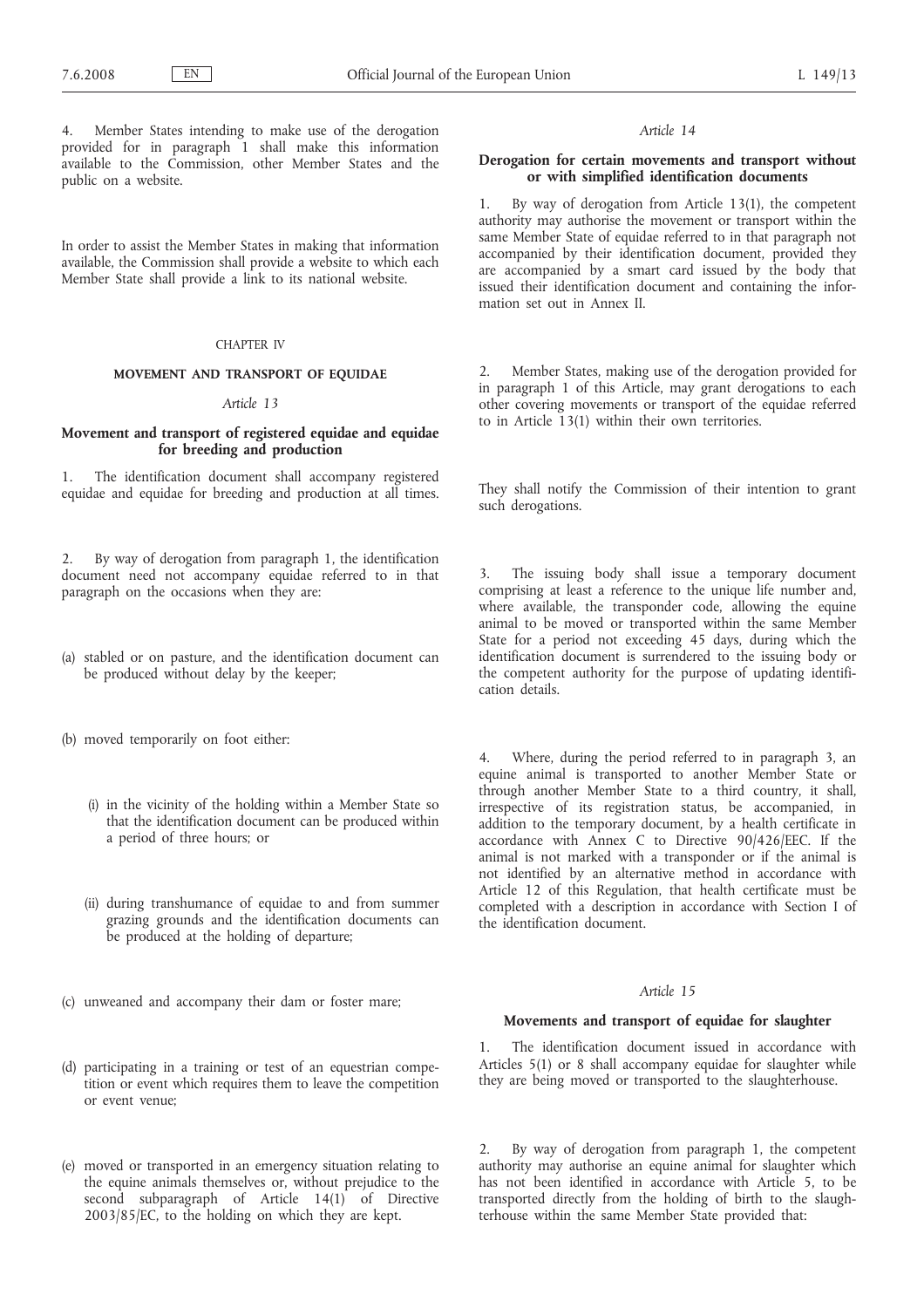4. Member States intending to make use of the derogation provided for in paragraph 1 shall make this information available to the Commission, other Member States and the public on a website.

In order to assist the Member States in making that information available, the Commission shall provide a website to which each Member State shall provide a link to its national website.

## CHAPTER IV

## MOVEMENT AND TRANSPORT OF EQUIDAE

### *Article 13*

### Movement and transport of registered equidae and equidae for breeding and production

1. The identification document shall accompany registered equidae and equidae for breeding and production at all times.

2. By way of derogation from paragraph 1, the identification document need not accompany equidae referred to in that paragraph on the occasions when they are:

(a) stabled or on pasture, and the identification document can be produced without delay by the keeper;

(b) moved temporarily on foot either:

   (i) in the vicinity of the holding within a Member State so that the identification document can be produced within a period of three hours; or

   (ii) during transhumance of equidae to and from summer grazing grounds and the identification documents can be produced at the holding of departure;

(c) unweaned and accompany their dam or foster mare;

(d) participating in a training or test of an equestrian competition or event which requires them to leave the competition or event venue;

(e) moved or transported in an emergency situation relating to the equine animals themselves or, without prejudice to the second subparagraph of Article 14(1) of Directive 2003/85/EC, to the holding on which they are kept.

### *Article 14*

### Derogation for certain movements and transport without or with simplified identification documents

1. By way of derogation from Article 13(1), the competent authority may authorise the movement or transport within the same Member State of equidae referred to in that paragraph not accompanied by their identification document, provided they are accompanied by a smart card issued by the body that issued their identification document and containing the information set out in Annex II.

2. Member States, making use of the derogation provided for in paragraph 1 of this Article, may grant derogations to each other covering movements or transport of the equidae referred to in Article 13(1) within their own territories.

They shall notify the Commission of their intention to grant such derogations.

3. The issuing body shall issue a temporary document comprising at least a reference to the unique life number and, where available, the transponder code, allowing the equine animal to be moved or transported within the same Member State for a period not exceeding 45 days, during which the identification document is surrendered to the issuing body or the competent authority for the purpose of updating identification details.

4. Where, during the period referred to in paragraph 3, an equine animal is transported to another Member State or through another Member State to a third country, it shall, irrespective of its registration status, be accompanied, in addition to the temporary document, by a health certificate in accordance with Annex C to Directive 90/426/EEC. If the animal is not marked with a transponder or if the animal is not identified by an alternative method in accordance with Article 12 of this Regulation, that health certificate must be completed with a description in accordance with Section I of the identification document.

### *Article 15*

### Movements and transport of equidae for slaughter

1. The identification document issued in accordance with Articles 5(1) or 8 shall accompany equidae for slaughter while they are being moved or transported to the slaughterhouse.

2. By way of derogation from paragraph 1, the competent authority may authorise an equine animal for slaughter which has not been identified in accordance with Article 5, to be transported directly from the holding of birth to the slaughterhouse within the same Member State provided that: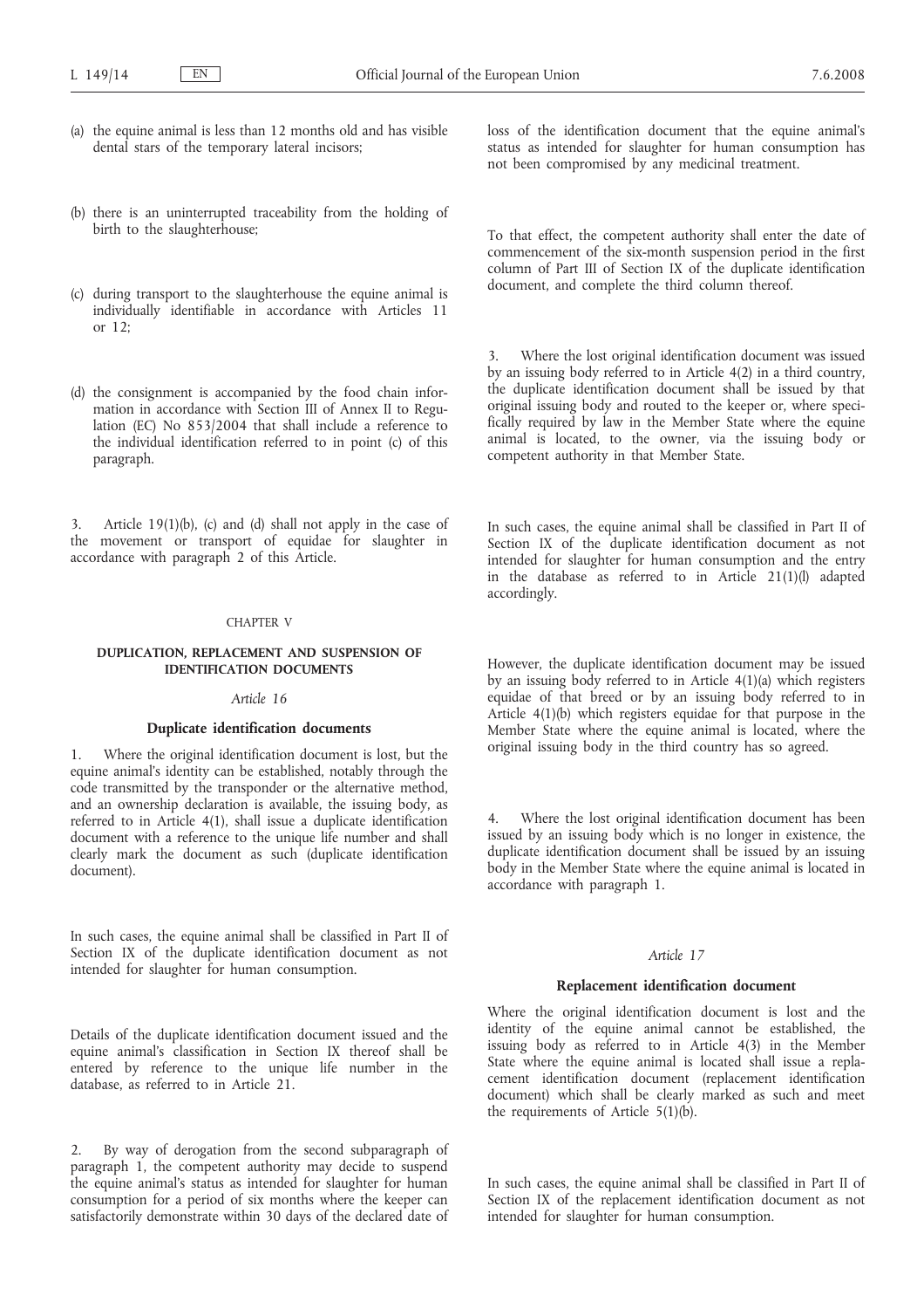(a) the equine animal is less than 12 months old and has visible dental stars of the temporary lateral incisors;

(b) there is an uninterrupted traceability from the holding of birth to the slaughterhouse;

(c) during transport to the slaughterhouse the equine animal is individually identifiable in accordance with Articles 11 or 12;

(d) the consignment is accompanied by the food chain information in accordance with Section III of Annex II to Regulation (EC) No 853/2004 that shall include a reference to the individual identification referred to in point (c) of this paragraph.

3. Article 19(1)(b), (c) and (d) shall not apply in the case of the movement or transport of equidae for slaughter in accordance with paragraph 2 of this Article.

CHAPTER V

## DUPLICATION, REPLACEMENT AND SUSPENSION OF IDENTIFICATION DOCUMENTS

*Article 16*

### Duplicate identification documents

1. Where the original identification document is lost, but the equine animal's identity can be established, notably through the code transmitted by the transponder or the alternative method, and an ownership declaration is available, the issuing body, as referred to in Article 4(1), shall issue a duplicate identification document with a reference to the unique life number and shall clearly mark the document as such (duplicate identification document).

In such cases, the equine animal shall be classified in Part II of Section IX of the duplicate identification document as not intended for slaughter for human consumption.

Details of the duplicate identification document issued and the equine animal's classification in Section IX thereof shall be entered by reference to the unique life number in the database, as referred to in Article 21.

2. By way of derogation from the second subparagraph of paragraph 1, the competent authority may decide to suspend the equine animal's status as intended for slaughter for human consumption for a period of six months where the keeper can satisfactorily demonstrate within 30 days of the declared date of loss of the identification document that the equine animal's status as intended for slaughter for human consumption has not been compromised by any medicinal treatment.

To that effect, the competent authority shall enter the date of commencement of the six-month suspension period in the first column of Part III of Section IX of the duplicate identification document, and complete the third column thereof.

3. Where the lost original identification document was issued by an issuing body referred to in Article 4(2) in a third country, the duplicate identification document shall be issued by that original issuing body and routed to the keeper or, where specifically required by law in the Member State where the equine animal is located, to the owner, via the issuing body or competent authority in that Member State.

In such cases, the equine animal shall be classified in Part II of Section IX of the duplicate identification document as not intended for slaughter for human consumption and the entry in the database as referred to in Article 21(1)(l) adapted accordingly.

However, the duplicate identification document may be issued by an issuing body referred to in Article 4(1)(a) which registers equidae of that breed or by an issuing body referred to in Article 4(1)(b) which registers equidae for that purpose in the Member State where the equine animal is located, where the original issuing body in the third country has so agreed.

4. Where the lost original identification document has been issued by an issuing body which is no longer in existence, the duplicate identification document shall be issued by an issuing body in the Member State where the equine animal is located in accordance with paragraph 1.

*Article 17*

### Replacement identification document

Where the original identification document is lost and the identity of the equine animal cannot be established, the issuing body as referred to in Article 4(3) in the Member State where the equine animal is located shall issue a replacement identification document (replacement identification document) which shall be clearly marked as such and meet the requirements of Article 5(1)(b).

In such cases, the equine animal shall be classified in Part II of Section IX of the replacement identification document as not intended for slaughter for human consumption.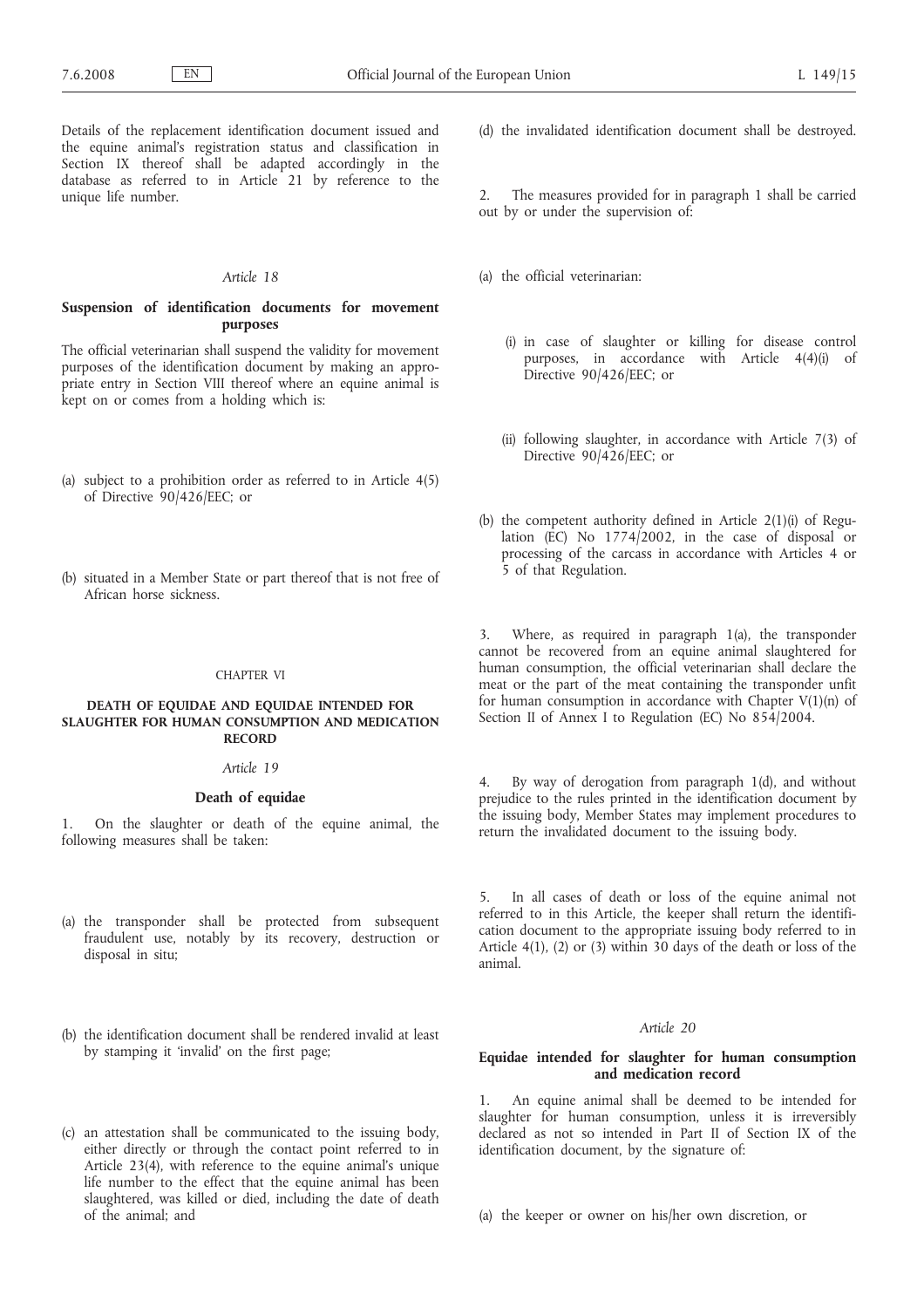Details of the replacement identification document issued and the equine animal's registration status and classification in Section IX thereof shall be adapted accordingly in the database as referred to in Article 21 by reference to the unique life number.

*Article 18*

**Suspension of identification documents for movement purposes**

The official veterinarian shall suspend the validity for movement purposes of the identification document by making an appropriate entry in Section VIII thereof where an equine animal is kept on or comes from a holding which is:

(a) subject to a prohibition order as referred to in Article 4(5) of Directive 90/426/EEC; or

(b) situated in a Member State or part thereof that is not free of African horse sickness.

CHAPTER VI

**DEATH OF EQUIDAE AND EQUIDAE INTENDED FOR SLAUGHTER FOR HUMAN CONSUMPTION AND MEDICATION RECORD**

*Article 19*

**Death of equidae**

1. On the slaughter or death of the equine animal, the following measures shall be taken:

(a) the transponder shall be protected from subsequent fraudulent use, notably by its recovery, destruction or disposal in situ;

(b) the identification document shall be rendered invalid at least by stamping it 'invalid' on the first page;

(c) an attestation shall be communicated to the issuing body, either directly or through the contact point referred to in Article 23(4), with reference to the equine animal's unique life number to the effect that the equine animal has been slaughtered, was killed or died, including the date of death of the animal; and

(d) the invalidated identification document shall be destroyed.

2. The measures provided for in paragraph 1 shall be carried out by or under the supervision of:

(a) the official veterinarian:

(i) in case of slaughter or killing for disease control purposes, in accordance with Article 4(4)(i) of Directive 90/426/EEC; or

(ii) following slaughter, in accordance with Article 7(3) of Directive 90/426/EEC; or

(b) the competent authority defined in Article 2(1)(i) of Regulation (EC) No 1774/2002, in the case of disposal or processing of the carcass in accordance with Articles 4 or 5 of that Regulation.

3. Where, as required in paragraph 1(a), the transponder cannot be recovered from an equine animal slaughtered for human consumption, the official veterinarian shall declare the meat or the part of the meat containing the transponder unfit for human consumption in accordance with Chapter V(1)(n) of Section II of Annex I to Regulation (EC) No 854/2004.

4. By way of derogation from paragraph 1(d), and without prejudice to the rules printed in the identification document by the issuing body, Member States may implement procedures to return the invalidated document to the issuing body.

5. In all cases of death or loss of the equine animal not referred to in this Article, the keeper shall return the identification document to the appropriate issuing body referred to in Article 4(1), (2) or (3) within 30 days of the death or loss of the animal.

*Article 20*

**Equidae intended for slaughter for human consumption and medication record**

1. An equine animal shall be deemed to be intended for slaughter for human consumption, unless it is irreversibly declared as not so intended in Part II of Section IX of the identification document, by the signature of:

(a) the keeper or owner on his/her own discretion, or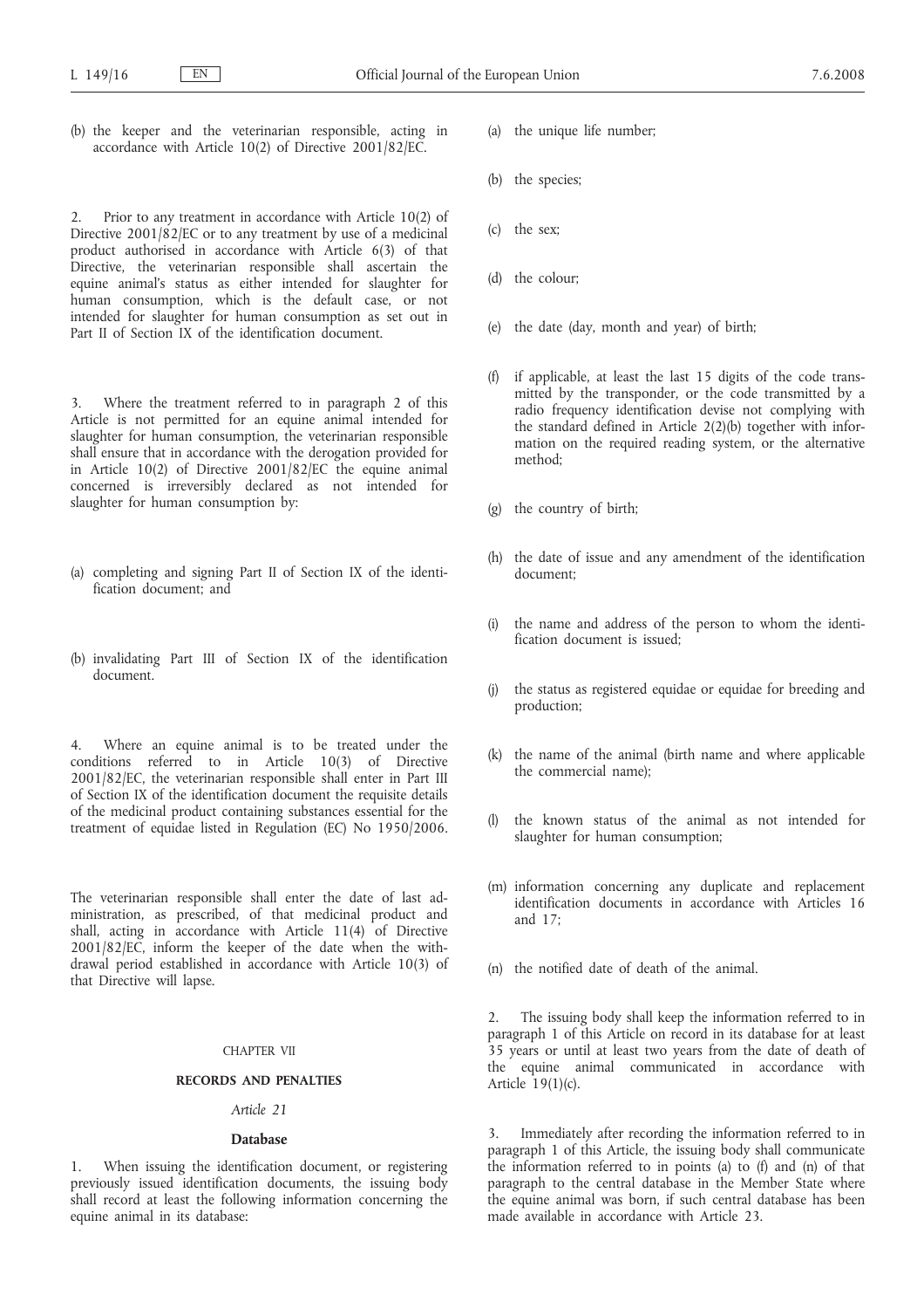(b) the keeper and the veterinarian responsible, acting in accordance with Article 10(2) of Directive 2001/82/EC.

2. Prior to any treatment in accordance with Article 10(2) of Directive 2001/82/EC or to any treatment by use of a medicinal product authorised in accordance with Article 6(3) of that Directive, the veterinarian responsible shall ascertain the equine animal's status as either intended for slaughter for human consumption, which is the default case, or not intended for slaughter for human consumption as set out in Part II of Section IX of the identification document.

3. Where the treatment referred to in paragraph 2 of this Article is not permitted for an equine animal intended for slaughter for human consumption, the veterinarian responsible shall ensure that in accordance with the derogation provided for in Article 10(2) of Directive 2001/82/EC the equine animal concerned is irreversibly declared as not intended for slaughter for human consumption by:

(a) completing and signing Part II of Section IX of the identification document; and

(b) invalidating Part III of Section IX of the identification document.

4. Where an equine animal is to be treated under the conditions referred to in Article 10(3) of Directive 2001/82/EC, the veterinarian responsible shall enter in Part III of Section IX of the identification document the requisite details of the medicinal product containing substances essential for the treatment of equidae listed in Regulation (EC) No 1950/2006.

The veterinarian responsible shall enter the date of last administration, as prescribed, of that medicinal product and shall, acting in accordance with Article 11(4) of Directive 2001/82/EC, inform the keeper of the date when the withdrawal period established in accordance with Article 10(3) of that Directive will lapse.

## CHAPTER VII

## RECORDS AND PENALTIES

### *Article 21*

### Database

1. When issuing the identification document, or registering previously issued identification documents, the issuing body shall record at least the following information concerning the equine animal in its database:

(a) the unique life number;

(b) the species;

(c) the sex;

(d) the colour;

(e) the date (day, month and year) of birth;

(f) if applicable, at least the last 15 digits of the code transmitted by the transponder, or the code transmitted by a radio frequency identification devise not complying with the standard defined in Article 2(2)(b) together with information on the required reading system, or the alternative method;

(g) the country of birth;

(h) the date of issue and any amendment of the identification document;

(i) the name and address of the person to whom the identification document is issued;

(j) the status as registered equidae or equidae for breeding and production;

(k) the name of the animal (birth name and where applicable the commercial name);

(l) the known status of the animal as not intended for slaughter for human consumption;

(m) information concerning any duplicate and replacement identification documents in accordance with Articles 16 and 17;

(n) the notified date of death of the animal.

2. The issuing body shall keep the information referred to in paragraph 1 of this Article on record in its database for at least 35 years or until at least two years from the date of death of the equine animal communicated in accordance with Article 19(1)(c).

3. Immediately after recording the information referred to in paragraph 1 of this Article, the issuing body shall communicate the information referred to in points (a) to (f) and (n) of that paragraph to the central database in the Member State where the equine animal was born, if such central database has been made available in accordance with Article 23.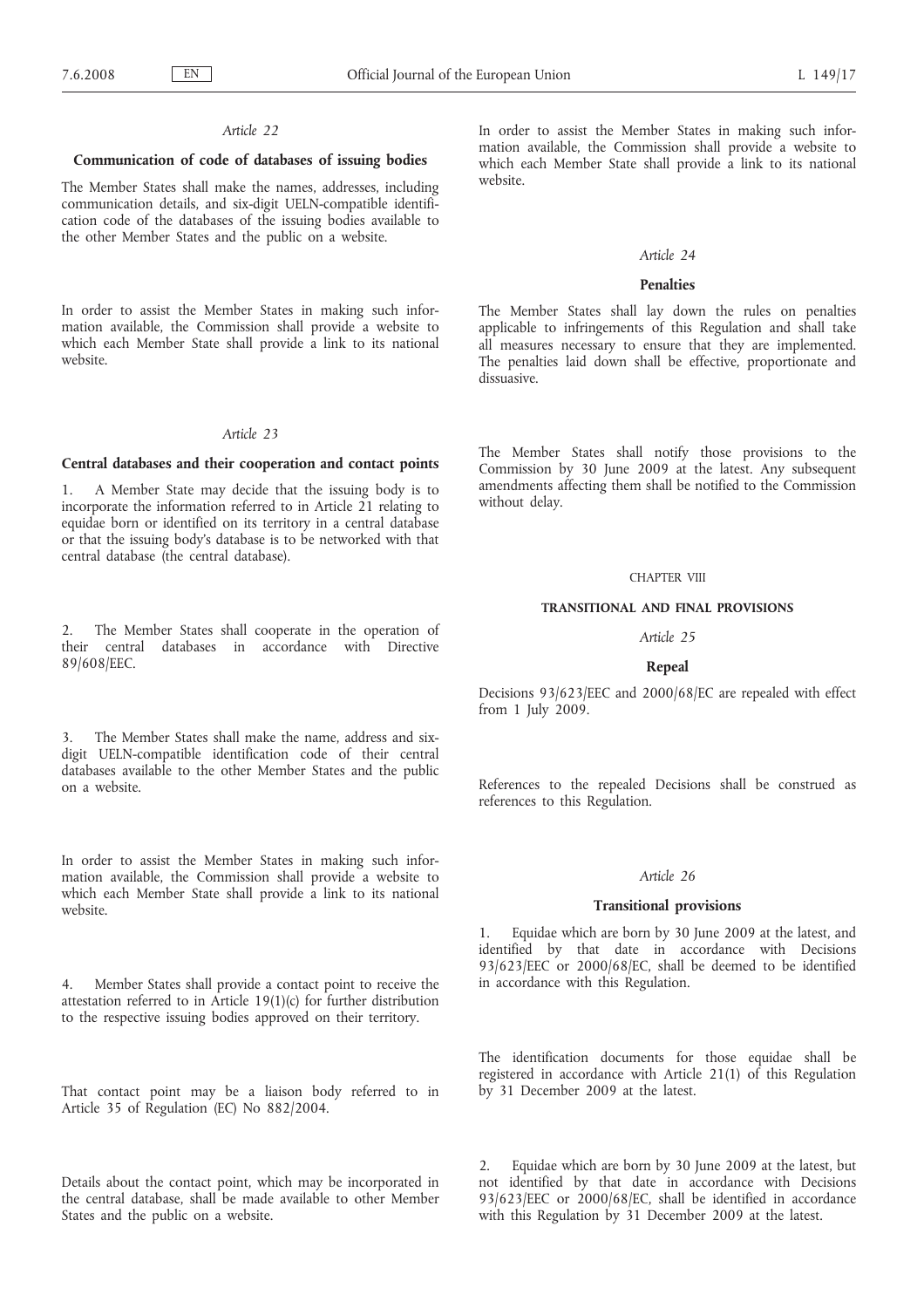*Article 22*

**Communication of code of databases of issuing bodies**

The Member States shall make the names, addresses, including communication details, and six-digit UELN-compatible identification code of the databases of the issuing bodies available to the other Member States and the public on a website.

In order to assist the Member States in making such information available, the Commission shall provide a website to which each Member State shall provide a link to its national website.

*Article 23*

**Central databases and their cooperation and contact points**

1. A Member State may decide that the issuing body is to incorporate the information referred to in Article 21 relating to equidae born or identified on its territory in a central database or that the issuing body's database is to be networked with that central database (the central database).

2. The Member States shall cooperate in the operation of their central databases in accordance with Directive 89/608/EEC.

3. The Member States shall make the name, address and six-digit UELN-compatible identification code of their central databases available to the other Member States and the public on a website.

In order to assist the Member States in making such information available, the Commission shall provide a website to which each Member State shall provide a link to its national website.

4. Member States shall provide a contact point to receive the attestation referred to in Article 19(1)(c) for further distribution to the respective issuing bodies approved on their territory.

That contact point may be a liaison body referred to in Article 35 of Regulation (EC) No 882/2004.

Details about the contact point, which may be incorporated in the central database, shall be made available to other Member States and the public on a website.

In order to assist the Member States in making such information available, the Commission shall provide a website to which each Member State shall provide a link to its national website.

*Article 24*

**Penalties**

The Member States shall lay down the rules on penalties applicable to infringements of this Regulation and shall take all measures necessary to ensure that they are implemented. The penalties laid down shall be effective, proportionate and dissuasive.

The Member States shall notify those provisions to the Commission by 30 June 2009 at the latest. Any subsequent amendments affecting them shall be notified to the Commission without delay.

CHAPTER VIII

**TRANSITIONAL AND FINAL PROVISIONS**

*Article 25*

**Repeal**

Decisions 93/623/EEC and 2000/68/EC are repealed with effect from 1 July 2009.

References to the repealed Decisions shall be construed as references to this Regulation.

*Article 26*

**Transitional provisions**

1. Equidae which are born by 30 June 2009 at the latest, and identified by that date in accordance with Decisions 93/623/EEC or 2000/68/EC, shall be deemed to be identified in accordance with this Regulation.

The identification documents for those equidae shall be registered in accordance with Article 21(1) of this Regulation by 31 December 2009 at the latest.

2. Equidae which are born by 30 June 2009 at the latest, but not identified by that date in accordance with Decisions 93/623/EEC or 2000/68/EC, shall be identified in accordance with this Regulation by 31 December 2009 at the latest.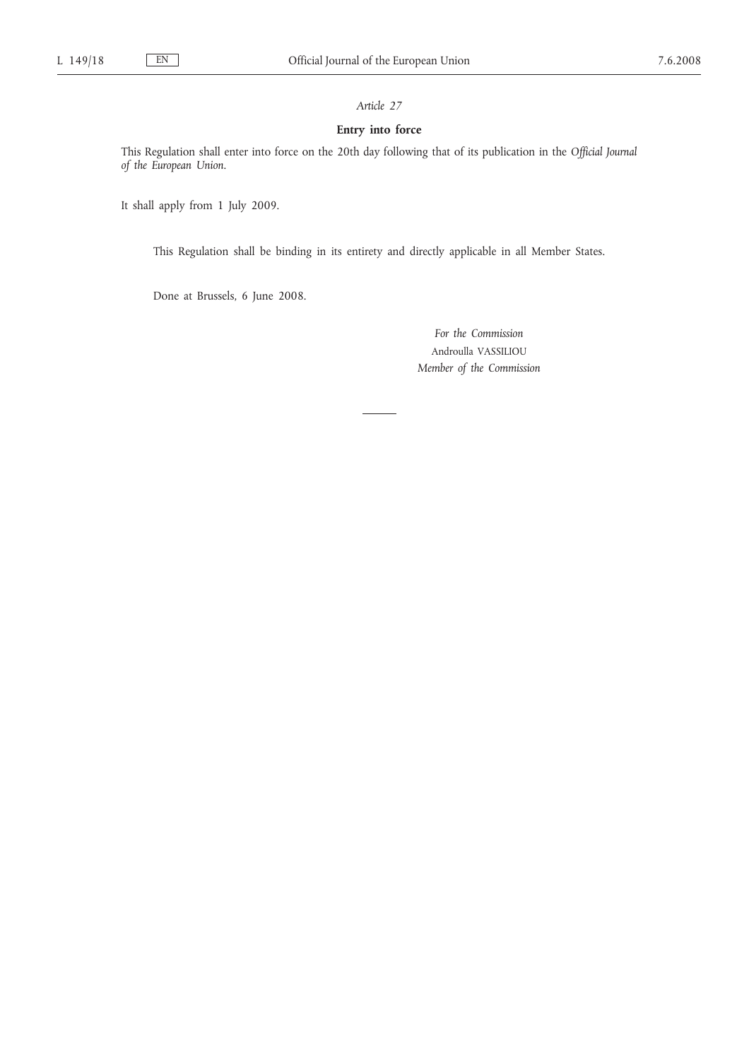*Article 27*

**Entry into force**

This Regulation shall enter into force on the 20th day following that of its publication in the *Official Journal of the European Union*.

It shall apply from 1 July 2009.

This Regulation shall be binding in its entirety and directly applicable in all Member States.

Done at Brussels, 6 June 2008.

*For the Commission*
Androulla VASSILIOU
*Member of the Commission*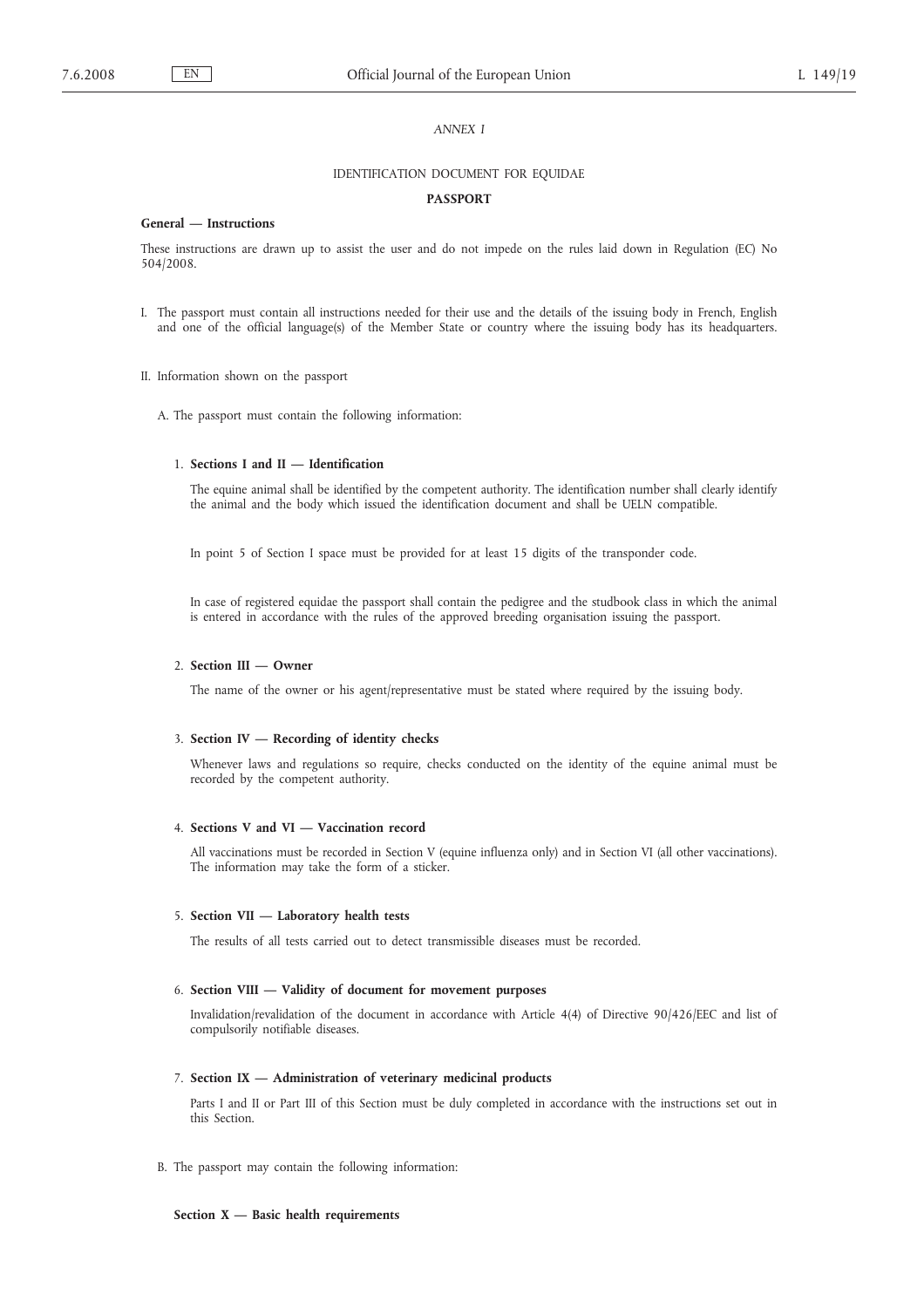*ANNEX I*

IDENTIFICATION DOCUMENT FOR EQUIDAE

**PASSPORT**

**General — Instructions**

These instructions are drawn up to assist the user and do not impede on the rules laid down in Regulation (EC) No 504/2008.

I. The passport must contain all instructions needed for their use and the details of the issuing body in French, English and one of the official language(s) of the Member State or country where the issuing body has its headquarters.

II. Information shown on the passport

A. The passport must contain the following information:

1. **Sections I and II — Identification**

   The equine animal shall be identified by the competent authority. The identification number shall clearly identify the animal and the body which issued the identification document and shall be UELN compatible.

   In point 5 of Section I space must be provided for at least 15 digits of the transponder code.

   In case of registered equidae the passport shall contain the pedigree and the studbook class in which the animal is entered in accordance with the rules of the approved breeding organisation issuing the passport.

2. **Section III — Owner**

   The name of the owner or his agent/representative must be stated where required by the issuing body.

3. **Section IV — Recording of identity checks**

   Whenever laws and regulations so require, checks conducted on the identity of the equine animal must be recorded by the competent authority.

4. **Sections V and VI — Vaccination record**

   All vaccinations must be recorded in Section V (equine influenza only) and in Section VI (all other vaccinations). The information may take the form of a sticker.

5. **Section VII — Laboratory health tests**

   The results of all tests carried out to detect transmissible diseases must be recorded.

6. **Section VIII — Validity of document for movement purposes**

   Invalidation/revalidation of the document in accordance with Article 4(4) of Directive 90/426/EEC and list of compulsorily notifiable diseases.

7. **Section IX — Administration of veterinary medicinal products**

   Parts I and II or Part III of this Section must be duly completed in accordance with the instructions set out in this Section.

B. The passport may contain the following information:

**Section X — Basic health requirements**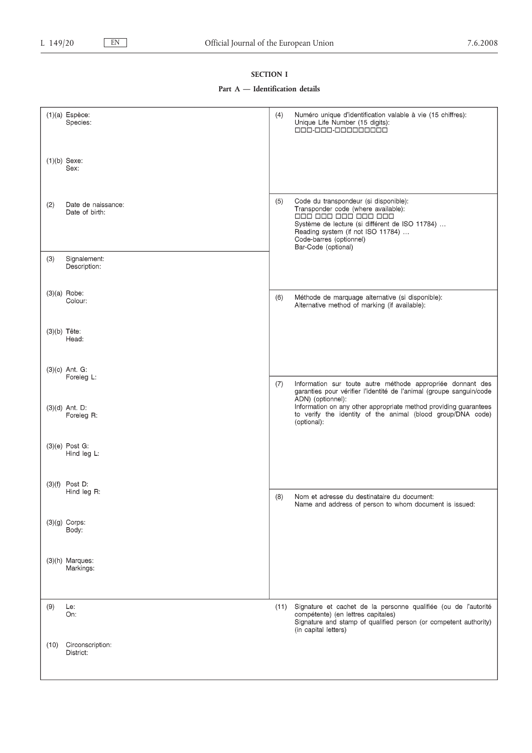## SECTION I

### Part A — Identification details

| | |
|---|---|
| (1)(a) Espèce:<br>Species:<br><br>(1)(b) Sexe:<br>Sex: | (4) Numéro unique d'identification valable à vie (15 chiffres):<br>Unique Life Number (15 digits):<br>□□□-□□□-□□□□□□□□□ |
| (2) Date de naissance:<br>Date of birth: | (5) Code du transpondeur (si disponible):<br>Transponder code (where available):<br>□□□ □□□ □□□ □□□ □□□<br>Système de lecture (si différent de ISO 11784) …<br>Reading system (if not ISO 11784) …<br>Code-barres (optionnel)<br>Bar-Code (optional) |
| (3) Signalement:<br>Description:<br><br>(3)(a) Robe:<br>Colour:<br><br>(3)(b) Tête:<br>Head:<br><br>(3)(c) Ant. G:<br>Foreleg L:<br><br>(3)(d) Ant. D:<br>Foreleg R:<br><br>(3)(e) Post G:<br>Hind leg L:<br><br>(3)(f) Post D:<br>Hind leg R:<br><br>(3)(g) Corps:<br>Body:<br><br>(3)(h) Marques:<br>Markings: | (6) Méthode de marquage alternative (si disponible):<br>Alternative method of marking (if available):<br><br>(7) Information sur toute autre méthode appropriée donnant des garanties pour vérifier l'identité de l'animal (groupe sanguin/code ADN) (optionnel):<br>Information on any other appropriate method providing guarantees to verify the identity of the animal (blood group/DNA code) (optional):<br><br>(8) Nom et adresse du destinataire du document:<br>Name and address of person to whom document is issued: |
| (9) Le:<br>On:<br><br>(10) Circonscription:<br>District: | (11) Signature et cachet de la personne qualifiée (ou de l'autorité compétente) (en lettres capitales)<br>Signature and stamp of qualified person (or competent authority) (in capital letters) |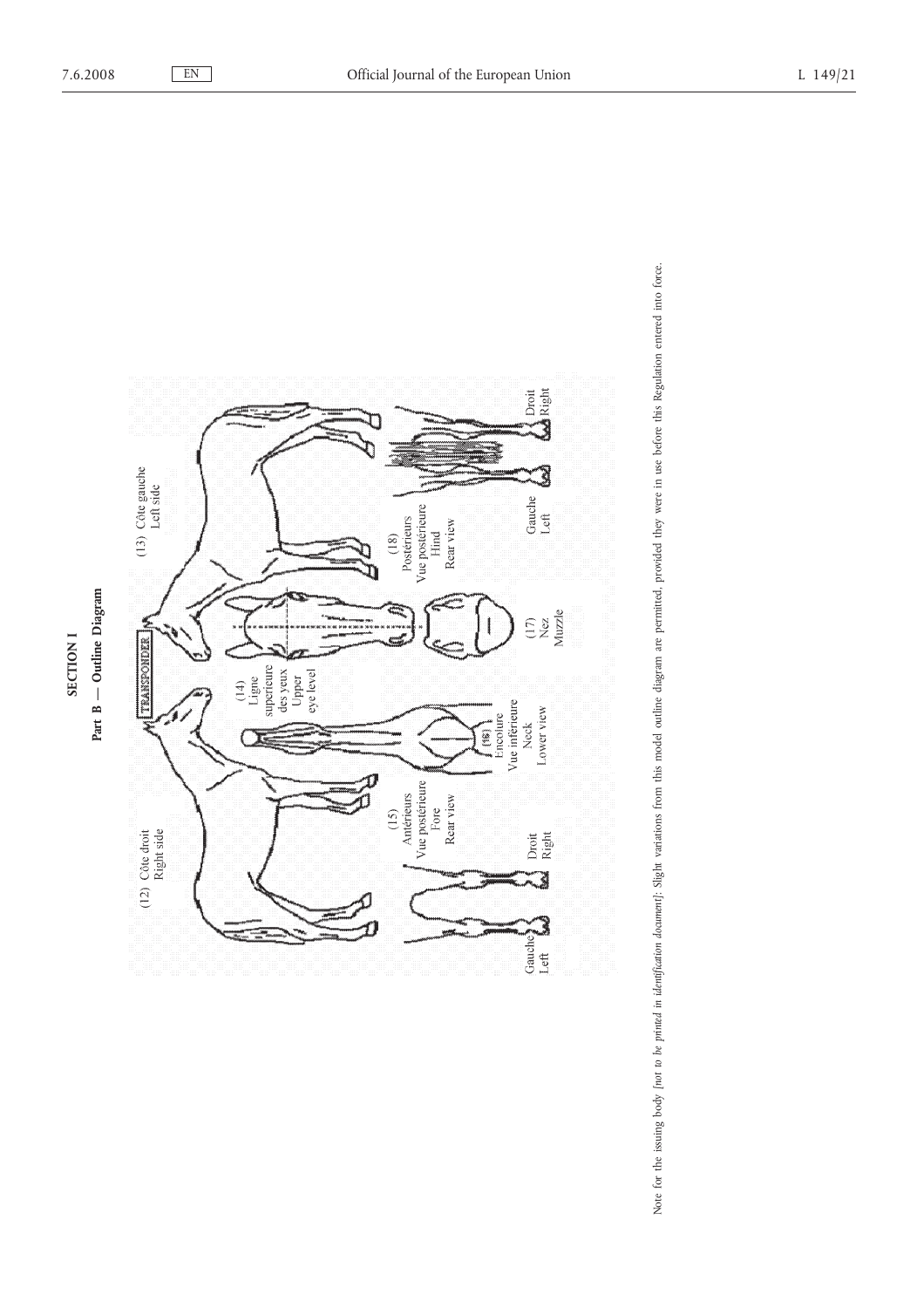**SECTION I**

**Part B — Outline Diagram**

(12) Côte droit
Right side

(13) Côte gauche
Left side

TRANSPONDER

(14) Ligne supérieure des yeux
Upper eye level

(15) Antérieurs
Vue postérieure
Fore
Rear view

(16) Encolure
Vue inférieure
Neck
Lower view

(17) Nez
Muzzle

(18) Postérieurs
Vue postérieure
Hind
Rear view

Gauche
Left

Droit
Right

Gauche
Left

Droit
Right

Note for the issuing body *[not to be printed in identification document]*: Slight variations from this model outline diagram are permitted, provided they were in use before this Regulation entered into force.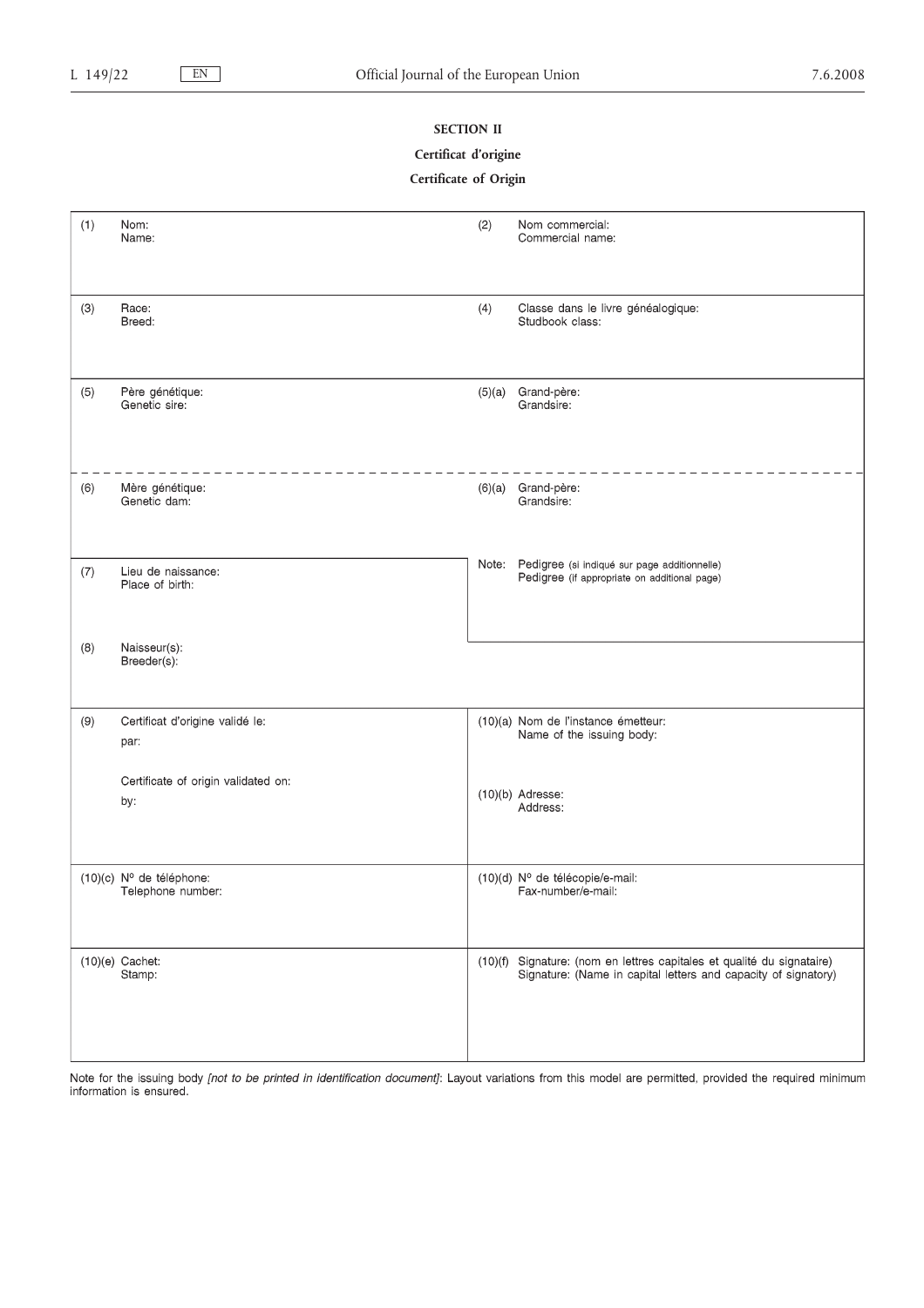**SECTION II**

**Certificat d'origine**

**Certificate of Origin**

| | |
|---|---|
| (1) Nom:<br>Name: | (2) Nom commercial:<br>Commercial name: |
| (3) Race:<br>Breed: | (4) Classe dans le livre généalogique:<br>Studbook class: |
| (5) Père génétique:<br>Genetic sire: | (5)(a) Grand-père:<br>Grandsire: |
| (6) Mère génétique:<br>Genetic dam: | (6)(a) Grand-père:<br>Grandsire: |
| (7) Lieu de naissance:<br>Place of birth: | Note: Pedigree (si indiqué sur page additionnelle)<br>Pedigree (if appropriate on additional page) |
| (8) Naisseur(s):<br>Breeder(s): | |
| (9) Certificat d'origine validé le:<br>par:<br><br>Certificate of origin validated on:<br>by: | (10)(a) Nom de l'instance émetteur:<br>Name of the issuing body:<br><br>(10)(b) Adresse:<br>Address: |
| (10)(c) Nº de téléphone:<br>Telephone number: | (10)(d) Nº de télécopie/e-mail:<br>Fax-number/e-mail: |
| (10)(e) Cachet:<br>Stamp: | (10)(f) Signature: (nom en lettres capitales et qualité du signataire)<br>Signature: (Name in capital letters and capacity of signatory) |

Note for the issuing body *[not to be printed in identification document]*: Layout variations from this model are permitted, provided the required minimum information is ensured.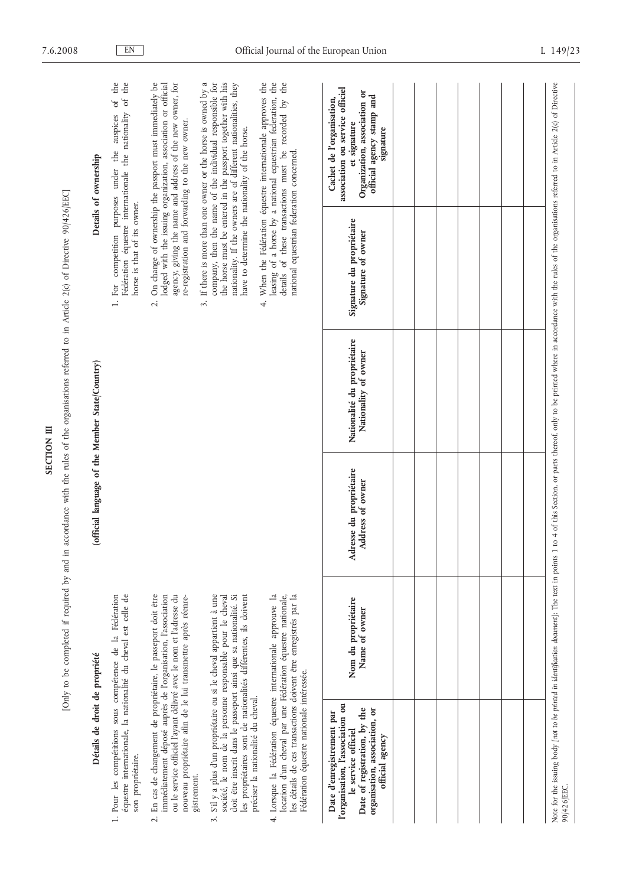# SECTION III

[Only to be completed if required by and in accordance with the rules of the organisations referred to in Article 2(c) of Directive 90/426/EEC]

**Détails de droit de propriété** — **(official language of the Member State/Country)** — **Details of ownership**

1. Pour les compétitions sous compétence de la Fédération équestre internationale, la nationalité du cheval est celle de son propriétaire.

2. En cas de changement de propriétaire, le passeport doit être immédiatement déposé auprès de l'organisation, l'association ou le service officiel l'ayant délivré avec le nom et l'adresse du nouveau propriétaire afin de le lui transmettre après réenregistrement.

3. S'il y a plus d'un propriétaire ou si le cheval appartient à une société, le nom de la personne responsable pour le cheval doit être inscrit dans le passeport ainsi que sa nationalité. Si les propriétaires sont de nationalités différentes, ils doivent préciser la nationalité du cheval.

4. Lorsque la Fédération équestre internationale approuve la location d'un cheval par une Fédération équestre nationale, les détails de ces transactions doivent être enregistrés par la Fédération équestre nationale intéressée.

1. For competition purposes under the auspices of the Fédération équestre internationale the nationality of the horse is that of its owner.

2. On change of ownership the passport must immediately be lodged with the issuing organization, association or official agency, giving the name and address of the new owner, for re-registration and forwarding to the new owner.

3. If there is more than one owner or the horse is owned by a company, then the name of the individual responsible for the horse must be entered in the passport together with his nationality. If the owners are of different nationalities, they have to determine the nationality of the horse.

4. When the Fédération équestre internationale approves the leasing of a horse by a national equestrian federation, the details of these transactions must be recorded by the national equestrian federation concerned.

| Date d'enregistrement par l'organisation, l'association ou le service officiel<br>Date of registration, by the organisation, association, or official agency | Nom du propriétaire<br>Name of owner | Adresse du propriétaire<br>Address of owner | Nationalité du propriétaire<br>Nationality of owner | Signature du propriétaire<br>Signature of owner | Cachet de l'organisation, association ou service officiel et signature<br>Organization, association or official agency stamp and signature |
|---|---|---|---|---|---|
| | | | | | |
| | | | | | |
| | | | | | |
| | | | | | |
| | | | | | |
| | | | | | |
| | | | | | |

Note for the issuing body [*not to be printed in identification document*]: The text in points 1 to 4 of this Section, or parts thereof, only to be printed where in accordance with the rules of the organisations referred to in Article 2(c) of Directive 90/426/EEC.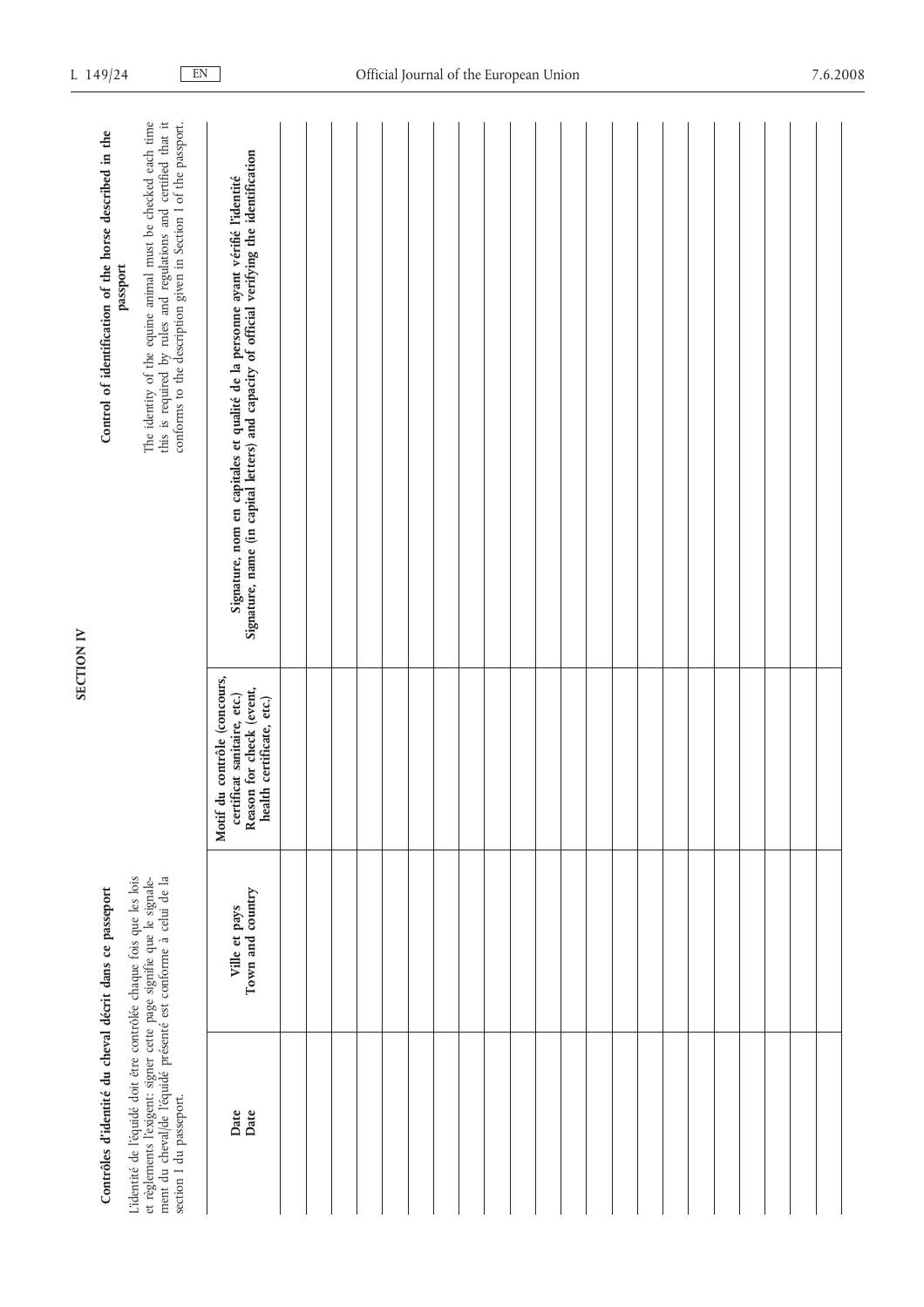## SECTION IV

### Contrôles d'identité du cheval décrit dans ce passeport

L'identité de l'équidé doit être contrôlée chaque fois que les lois et règlements l'exigent: signer cette page signifie que le signalement du cheval/de l'équidé présenté est conforme à celui de la section I du passeport.

### Control of identification of the horse described in the passport

The identity of the equine animal must be checked each time this is required by rules and regulations and certified that it conforms to the description given in Section I of the passport.

| **Date**<br>**Date** | **Ville et pays**<br>**Town and country** | **Motif du contrôle (concours, certificat sanitaire, etc.)**<br>**Reason for check (event, health certificate, etc.)** | **Signature, nom en capitales et qualité de la personne ayant vérifié l'identité**<br>**Signature, name (in capital letters) and capacity of official verifying the identification** |
|---|---|---|---|
| | | | |
| | | | |
| | | | |
| | | | |
| | | | |
| | | | |
| | | | |
| | | | |
| | | | |
| | | | |
| | | | |
| | | | |
| | | | |
| | | | |
| | | | |
| | | | |
| | | | |
| | | | |
| | | | |
| | | | |
| | | | |
| | | | |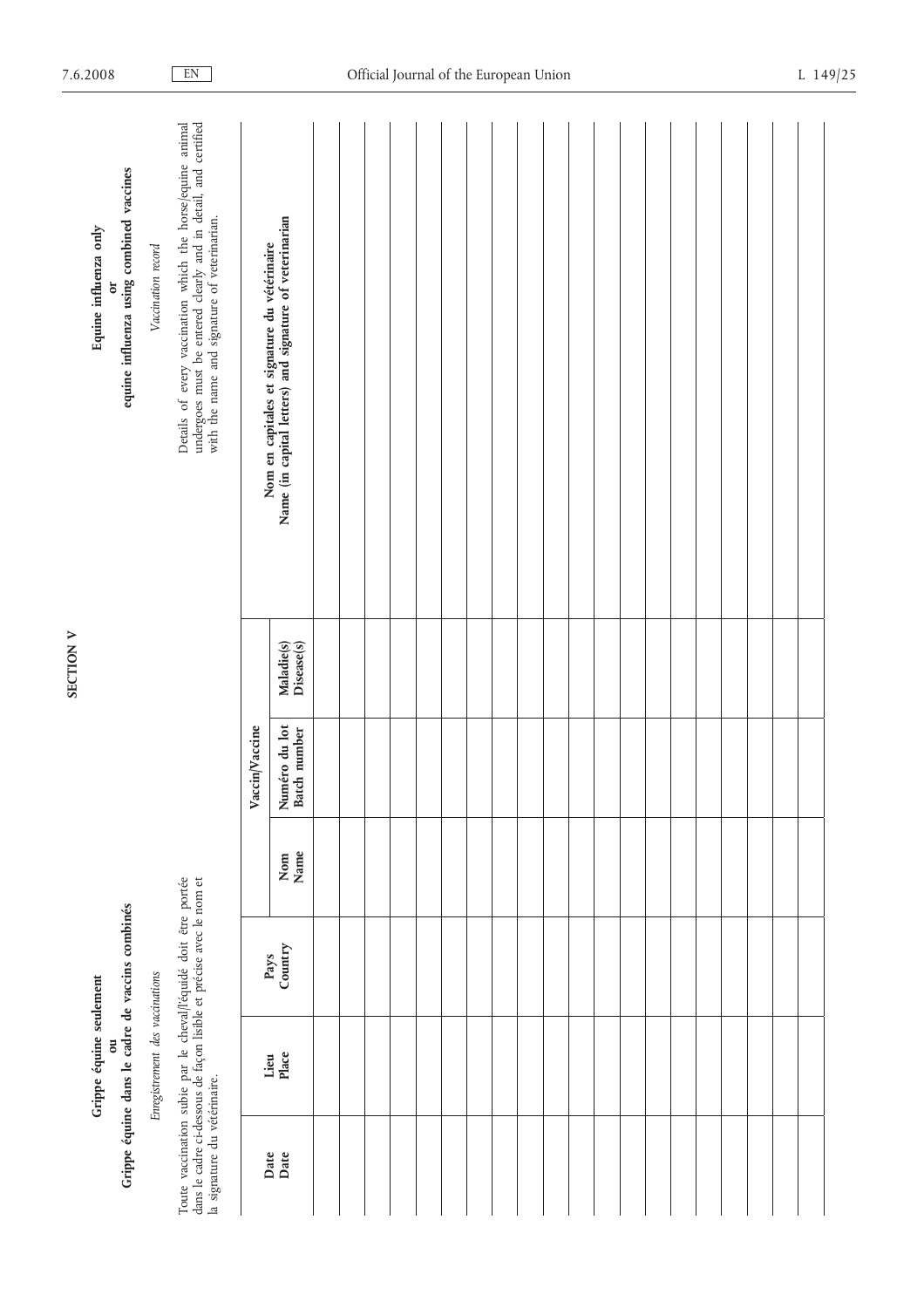## SECTION V

**Grippe équine seulement**
**ou**
**Grippe équine dans le cadre de vaccins combinés**

*Enregistrement des vaccinations*

Toute vaccination subie par le cheval/l'équidé doit être portée dans le cadre ci-dessous de façon lisible et précise avec le nom et la signature du vétérinaire.

**Equine influenza only**
**or**
**equine influenza using combined vaccines**

*Vaccination record*

Details of every vaccination which the horse/equine animal undergoes must be entered clearly and in detail, and certified with the name and signature of veterinarian.

| Date<br>Date | Lieu<br>Place | Pays<br>Country | Vaccin/Vaccine | | | Nom en capitales et signature du vétérinaire<br>Name (in capital letters) and signature of veterinarian |
|---|---|---|---|---|---|---|
| | | | Nom<br>Name | Numéro du lot<br>Batch number | Maladie(s)<br>Disease(s) | |
| | | | | | | |
| | | | | | | |
| | | | | | | |
| | | | | | | |
| | | | | | | |
| | | | | | | |
| | | | | | | |
| | | | | | | |
| | | | | | | |
| | | | | | | |
| | | | | | | |
| | | | | | | |
| | | | | | | |
| | | | | | | |
| | | | | | | |
| | | | | | | |
| | | | | | | |
| | | | | | | |
| | | | | | | |
| | | | | | | |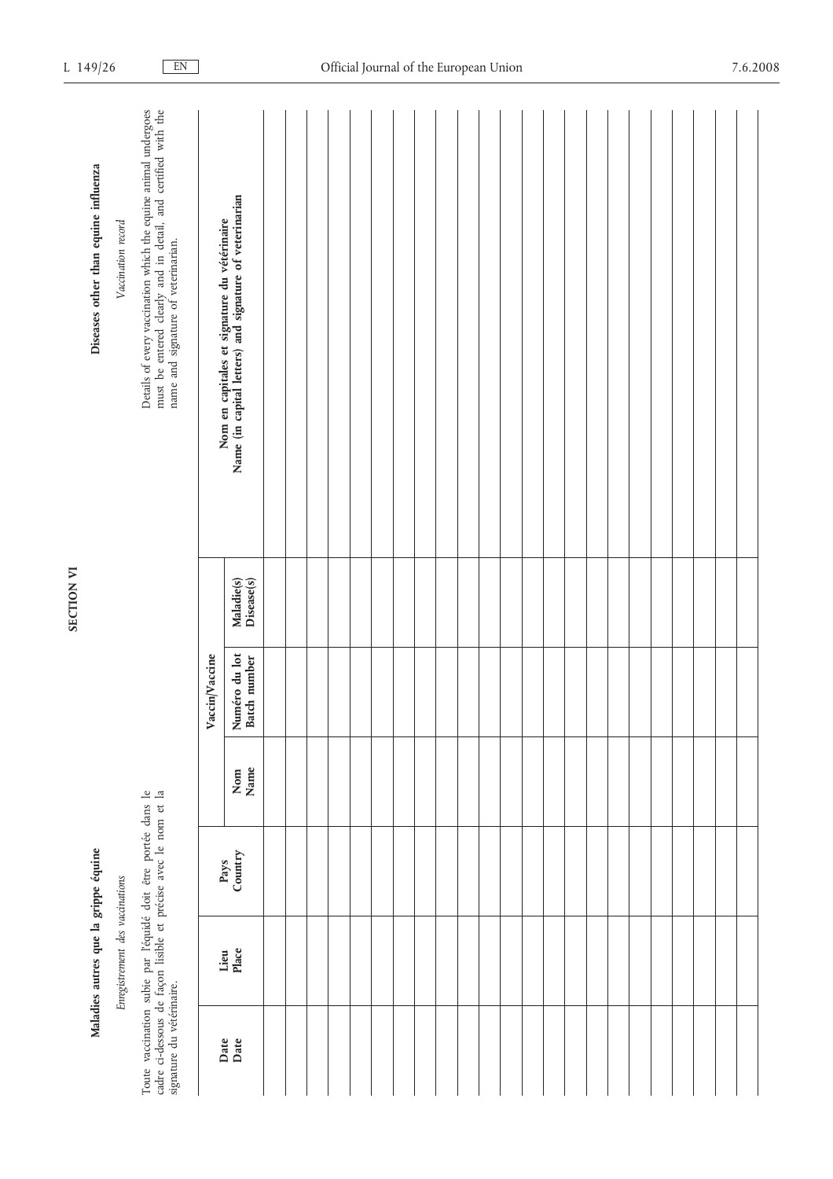## SECTION VI

### Maladies autres que la grippe équine

*Enregistrement des vaccinations*

Toute vaccination subie par l'équidé doit être portée dans le cadre ci-dessous de façon lisible et précise avec le nom et la signature du vétérinaire.

### Diseases other than equine influenza

*Vaccination record*

Details of every vaccination which the equine animal undergoes must be entered clearly and in detail, and certified with the name and signature of veterinarian.

| Date<br>Date | Lieu<br>Place | Pays<br>Country | Vaccin/Vaccine | | | Nom en capitales et signature du vétérinaire<br>Name (in capital letters) and signature of veterinarian |
|---|---|---|---|---|---|---|
| | | | Nom<br>Name | Numéro du lot<br>Batch number | Maladie(s)<br>Disease(s) | |
| | | | | | | |
| | | | | | | |
| | | | | | | |
| | | | | | | |
| | | | | | | |
| | | | | | | |
| | | | | | | |
| | | | | | | |
| | | | | | | |
| | | | | | | |
| | | | | | | |
| | | | | | | |
| | | | | | | |
| | | | | | | |
| | | | | | | |
| | | | | | | |
| | | | | | | |
| | | | | | | |
| | | | | | | |
| | | | | | | |
| | | | | | | |
| | | | | | | |
| | | | | | | |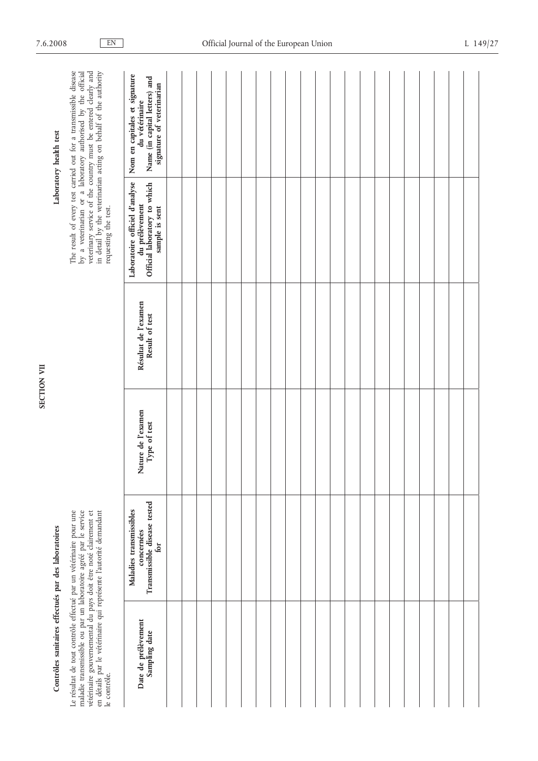# SECTION VII

## Contrôles sanitaires effectués par des laboratoires

Le résultat de tout contrôle effectué par un vétérinaire pour une maladie transmissible ou par un laboratoire agréé par le service vétérinaire gouvernemental du pays doit être noté clairement et en détails par le vétérinaire qui représente l'autorité demandant le contrôle.

## Laboratory health test

The result of every test carried out for a transmissible disease by a veterinarian or a laboratory authorised by the official veterinary service of the country must be entered clearly and in detail by the veterinarian acting on behalf of the authority requesting the test.

| **Date de prélèvement**<br>**Sampling date** | **Maladies transmissibles concernées**<br>**Transmissible disease tested for** | **Nature de l'examen**<br>**Type of test** | **Résultat de l'examen**<br>**Result of test** | **Laboratoire officiel d'analyse du prélèvement**<br>**Official laboratory to which sample is sent** | **Nom en capitales et signature du vétérinaire**<br>**Name (in capital letters) and signature of veterinarian** |
|---|---|---|---|---|---|
| | | | | | |
| | | | | | |
| | | | | | |
| | | | | | |
| | | | | | |
| | | | | | |
| | | | | | |
| | | | | | |
| | | | | | |
| | | | | | |
| | | | | | |
| | | | | | |
| | | | | | |
| | | | | | |
| | | | | | |
| | | | | | |
| | | | | | |
| | | | | | |
| | | | | | |
| | | | | | |
| | | | | | |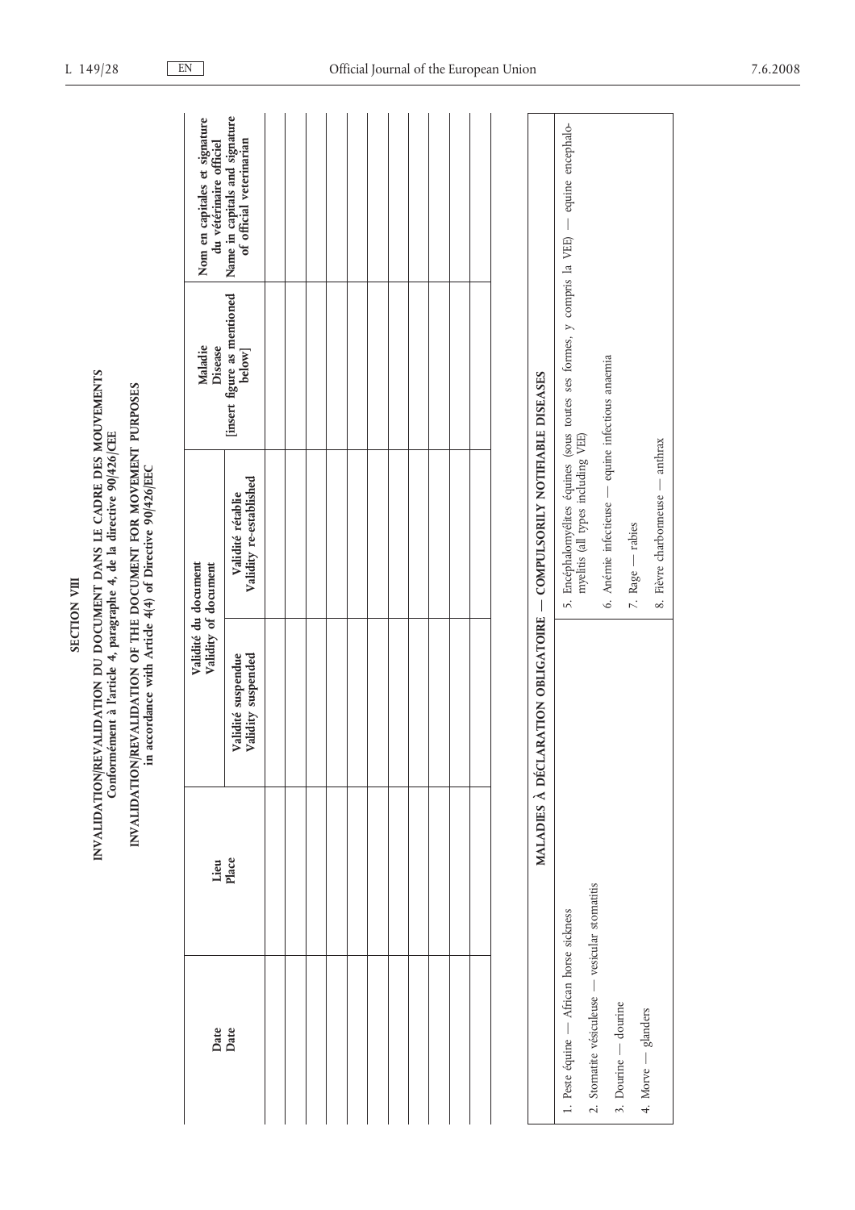## SECTION VIII

### INVALIDATION/REVALIDATION DU DOCUMENT DANS LE CADRE DES MOUVEMENTS
**Conformément à l'article 4, paragraphe 4, de la directive 90/426/CEE**

### INVALIDATION/REVALIDATION OF THE DOCUMENT FOR MOVEMENT PURPOSES
**in accordance with Article 4(4) of Directive 90/426/EEC**

| Date<br>Date | Lieu<br>Place | Validité du document<br>Validity of document | | Maladie<br>Disease<br>[insert figure as mentioned below] | Nom en capitales et signature du vétérinaire officiel<br>Name in capitals and signature of official veterinarian |
|---|---|---|---|---|---|
| | | Validité suspendue<br>Validity suspended | Validité rétablie<br>Validity re-established | | |
| | | | | | |
| | | | | | |
| | | | | | |
| | | | | | |
| | | | | | |
| | | | | | |
| | | | | | |
| | | | | | |
| | | | | | |
| | | | | | |

| MALADIES À DÉCLARATION OBLIGATOIRE — COMPULSORILY NOTIFIABLE DISEASES | |
|---|---|
| 1. Peste équine — African horse sickness | 5. Encéphalomyélites équines (sous toutes ses formes, y compris la VEE) — equine encephalomyelitis (all types including VEE) |
| 2. Stomatite vésiculeuse — vesicular stomatitis | 6. Anémie infectieuse — equine infectious anaemia |
| 3. Dourine — dourine | 7. Rage — rabies |
| 4. Morve — glanders | 8. Fièvre charbonneuse — anthrax |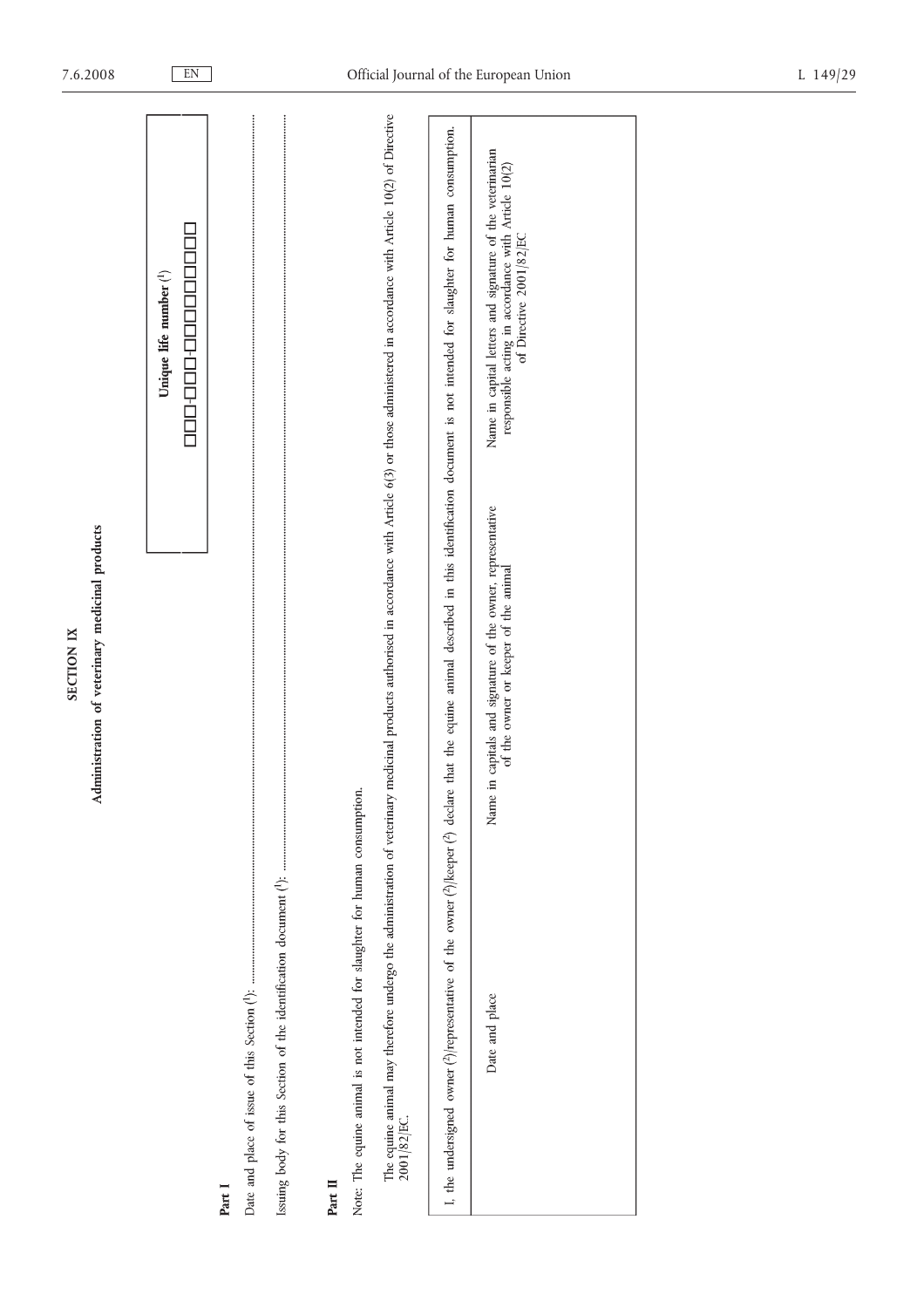# SECTION IX

## Administration of veterinary medicinal products

| Unique life number (1) |
|---|
| □□□-□□□-□□□□□□□□□ |

**Part I**

Date and place of issue of this Section (1): ......................................................................................................................................................................................

Issuing body for this Section of the identification document (1): ......................................................................................................................................................................................

**Part II**

Note: The equine animal is not intended for slaughter for human consumption.

The equine animal may therefore undergo the administration of veterinary medicinal products authorised in accordance with Article 6(3) or those administered in accordance with Article 10(2) of Directive 2001/82/EC.

| I, the undersigned owner (2)/representative of the owner (2)/keeper (2) declare that the equine animal described in this identification document is not intended for slaughter for human consumption. | | |
|---|---|---|
| Date and place | Name in capitals and signature of the owner, representative of the owner or keeper of the animal | Name in capital letters and signature of the veterinarian responsible acting in accordance with Article 10(2) of Directive 2001/82/EC |
| | | |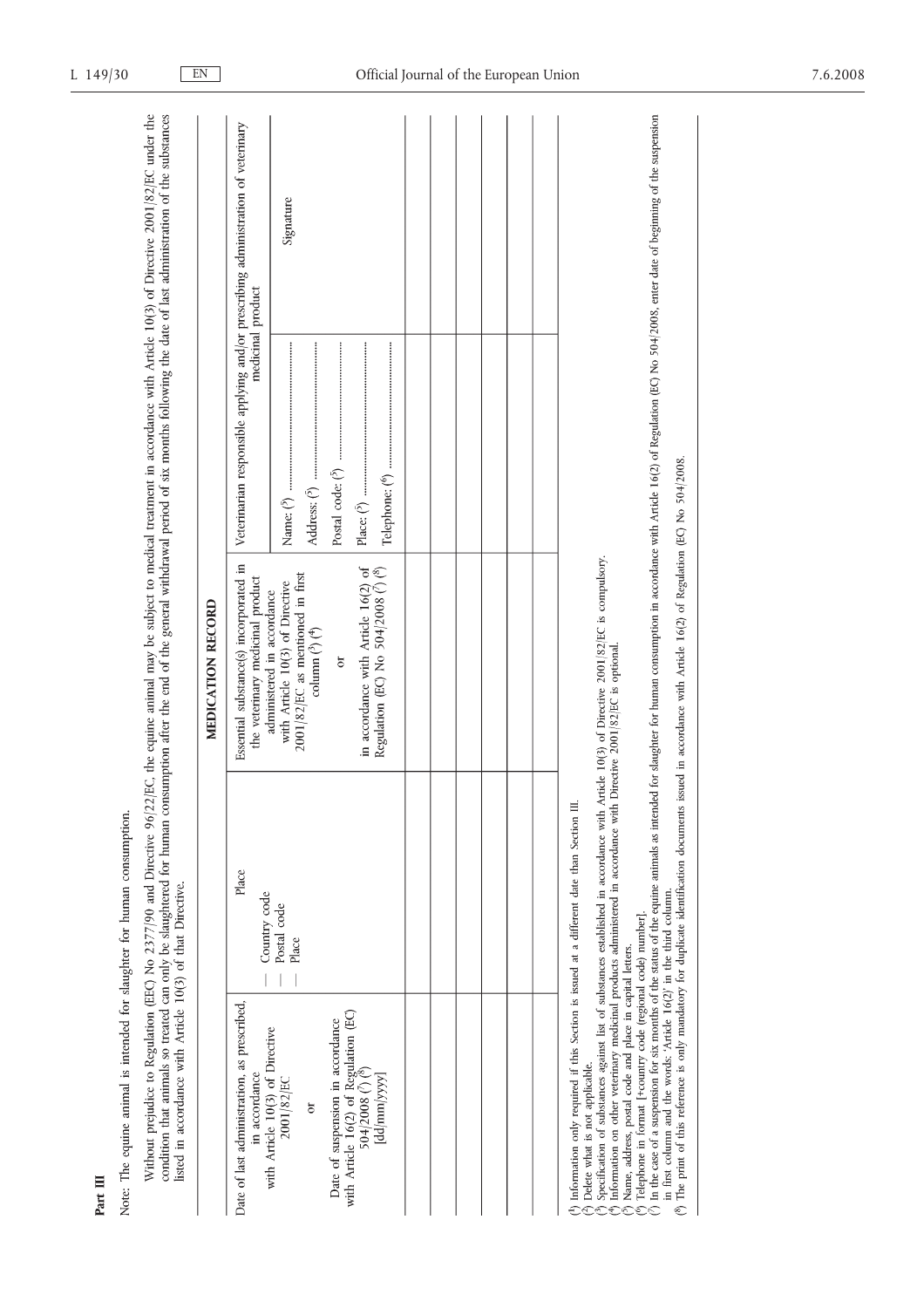**Part III**

Note: The equine animal is intended for slaughter for human consumption.

Without prejudice to Regulation (EEC) No 2377/90 and Directive 96/22/EC, the equine animal may be subject to medical treatment in accordance with Article 10(3) of Directive 2001/82/EC under the condition that animals so treated can only be slaughtered for human consumption after the end of the general withdrawal period of six months following the date of last administration of the substances listed in accordance with Article 10(3) of that Directive.

**MEDICATION RECORD**

| Date of last administration, as prescribed, in accordance with Article 10(3) of Directive 2001/82/EC or Date of suspension in accordance with Article 16(2) of Regulation (EC) 504/2008 (7) (8) [dd/mm/yyyy] | Place — Country code — Postal code — Place | Essential substance(s) incorporated in the veterinary medicinal product administered in accordance with Article 10(3) of Directive 2001/82/EC as mentioned in first column (3) (4) or in accordance with Article 16(2) of Regulation (EC) No 504/2008 (7) (8) | Veterinarian responsible applying and/or prescribing administration of veterinary medicinal product | |
|---|---|---|---|---|
| | | | Name: (5) ..................<br>Address: (5) ..................<br>Postal code: (5) ..................<br>Place: (5) ..................<br>Telephone: (6) .................. | Signature |
| | | | | |
| | | | | |
| | | | | |
| | | | | |
| | | | | |

(1) Information only required if this Section is issued at a different date than Section III.
(2) Delete what is not applicable.
(3) Specification of substances against list of substances established in accordance with Article 10(3) of Directive 2001/82/EC is compulsory.
(4) Information on other veterinary medicinal products administered in accordance with Directive 2001/82/EC is optional.
(5) Name, address, postal code and place in capital letters.
(6) Telephone in format [+country code (regional code) number].
(7) In the case of a suspension for six months of the status of the equine animals as intended for slaughter for human consumption in accordance with Article 16(2) of Regulation (EC) No 504/2008, enter date of beginning of the suspension in first column and the words: 'Article 16(2)' in the third column.
(8) The print of this reference is only mandatory for duplicate identification documents issued in accordance with Article 16(2) of Regulation (EC) No 504/2008.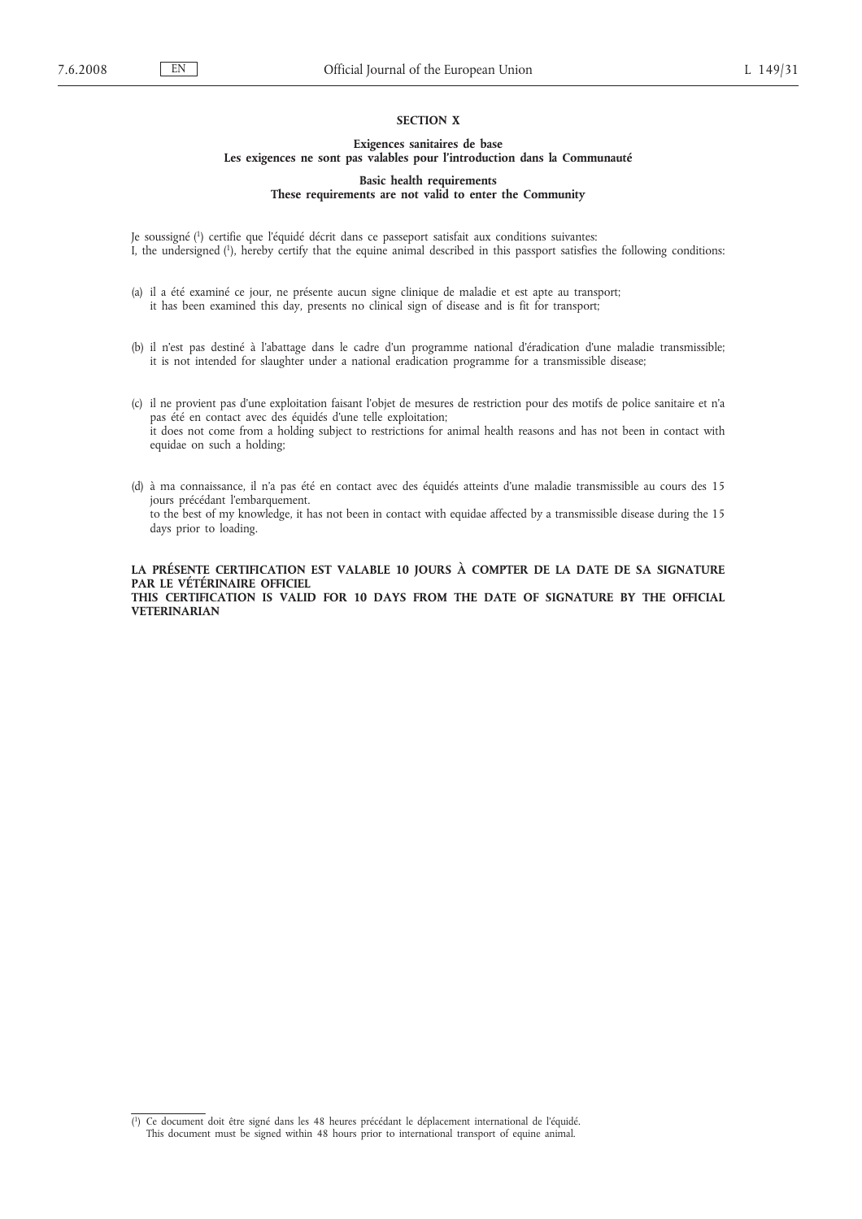## SECTION X

### Exigences sanitaires de base
### Les exigences ne sont pas valables pour l'introduction dans la Communauté

### Basic health requirements
### These requirements are not valid to enter the Community

Je soussigné [1] certifie que l'équidé décrit dans ce passeport satisfait aux conditions suivantes:
I, the undersigned [1], hereby certify that the equine animal described in this passport satisfies the following conditions:

(a) il a été examiné ce jour, ne présente aucun signe clinique de maladie et est apte au transport;
it has been examined this day, presents no clinical sign of disease and is fit for transport;

(b) il n'est pas destiné à l'abattage dans le cadre d'un programme national d'éradication d'une maladie transmissible;
it is not intended for slaughter under a national eradication programme for a transmissible disease;

(c) il ne provient pas d'une exploitation faisant l'objet de mesures de restriction pour des motifs de police sanitaire et n'a pas été en contact avec des équidés d'une telle exploitation;
it does not come from a holding subject to restrictions for animal health reasons and has not been in contact with equidae on such a holding;

(d) à ma connaissance, il n'a pas été en contact avec des équidés atteints d'une maladie transmissible au cours des 15 jours précédant l'embarquement.
to the best of my knowledge, it has not been in contact with equidae affected by a transmissible disease during the 15 days prior to loading.

**LA PRÉSENTE CERTIFICATION EST VALABLE 10 JOURS À COMPTER DE LA DATE DE SA SIGNATURE PAR LE VÉTÉRINAIRE OFFICIEL**
**THIS CERTIFICATION IS VALID FOR 10 DAYS FROM THE DATE OF SIGNATURE BY THE OFFICIAL VETERINARIAN**

---

[1] Ce document doit être signé dans les 48 heures précédant le déplacement international de l'équidé.
This document must be signed within 48 hours prior to international transport of equine animal.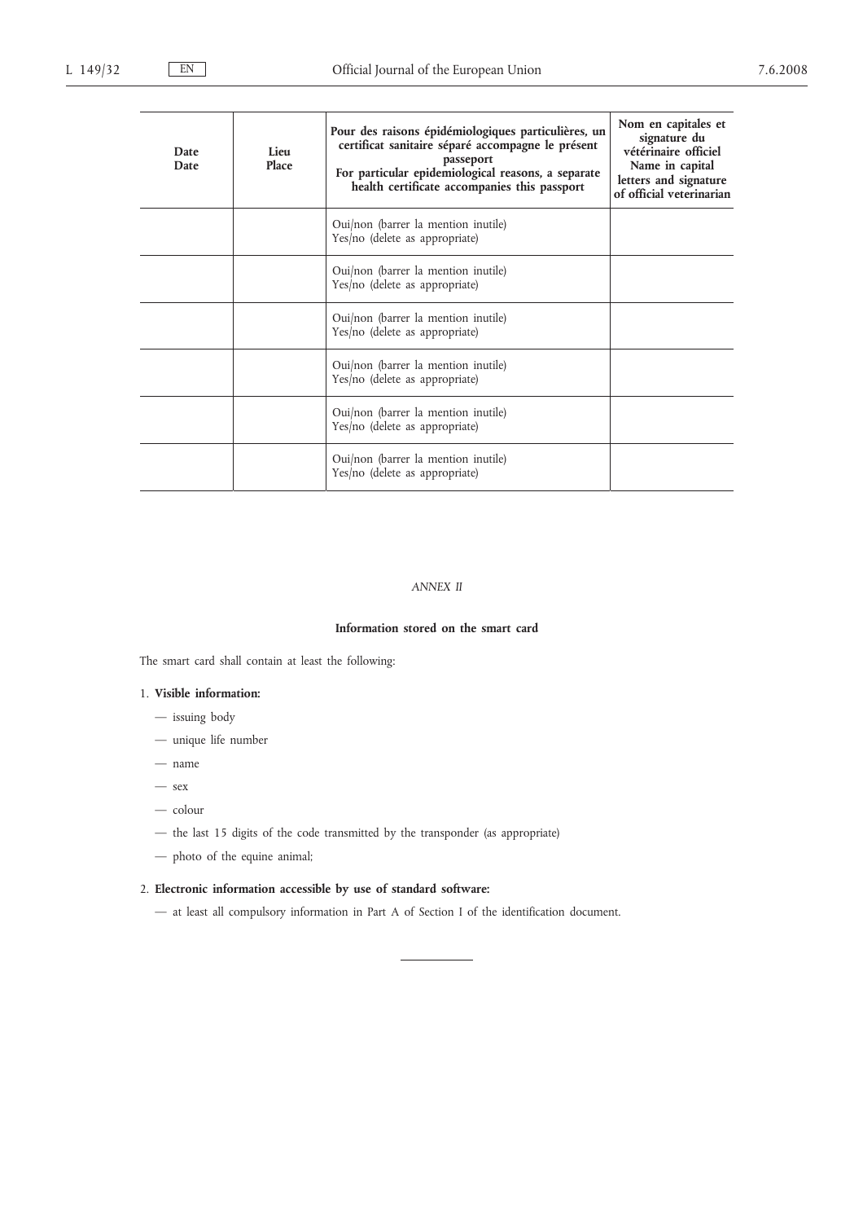| Date<br>Date | Lieu<br>Place | Pour des raisons épidémiologiques particulières, un certificat sanitaire séparé accompagne le présent passeport<br>For particular epidemiological reasons, a separate health certificate accompanies this passport | Nom en capitales et signature du vétérinaire officiel<br>Name in capital letters and signature of official veterinarian |
|---|---|---|---|
| | | Oui/non (barrer la mention inutile)<br>Yes/no (delete as appropriate) | |
| | | Oui/non (barrer la mention inutile)<br>Yes/no (delete as appropriate) | |
| | | Oui/non (barrer la mention inutile)<br>Yes/no (delete as appropriate) | |
| | | Oui/non (barrer la mention inutile)<br>Yes/no (delete as appropriate) | |
| | | Oui/non (barrer la mention inutile)<br>Yes/no (delete as appropriate) | |
| | | Oui/non (barrer la mention inutile)<br>Yes/no (delete as appropriate) | |

*ANNEX II*

**Information stored on the smart card**

The smart card shall contain at least the following:

1. **Visible information:**

   — issuing body

   — unique life number

   — name

   — sex

   — colour

   — the last 15 digits of the code transmitted by the transponder (as appropriate)

   — photo of the equine animal;

2. **Electronic information accessible by use of standard software:**

   — at least all compulsory information in Part A of Section I of the identification document.